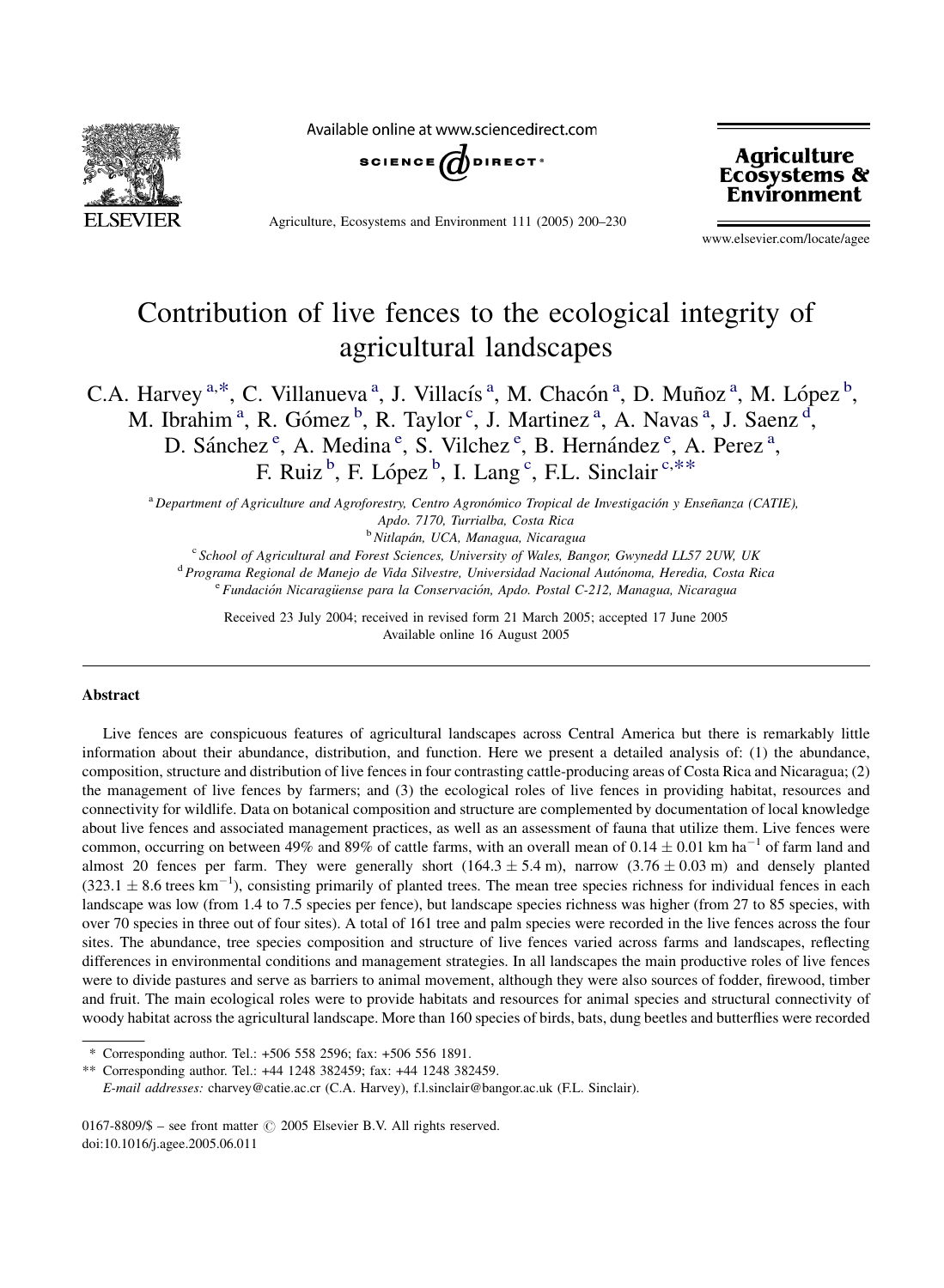# Contribution of live fences to the ecological integrity of agricultural landscapes

C.A. Harvey [a,*], C. Villanueva [a], J. Villacís [a], M. Chacón [a], D. Muñoz [a], M. López [b], M. Ibrahim [a], R. Gómez [b], R. Taylor [c], J. Martinez [a], A. Navas [a], J. Saenz [d], D. Sánchez [e], A. Medina [e], S. Vilchez [e], B. Hernández [e], A. Perez [a], F. Ruiz [b], F. López [b], I. Lang [c], F.L. Sinclair [c,**]

[a] *Department of Agriculture and Agroforestry, Centro Agronómico Tropical de Investigación y Enseñanza (CATIE), Apdo. 7170, Turrialba, Costa Rica*

[b] *Nitlapán, UCA, Managua, Nicaragua*

[c] *School of Agricultural and Forest Sciences, University of Wales, Bangor, Gwynedd LL57 2UW, UK*

[d] *Programa Regional de Manejo de Vida Silvestre, Universidad Nacional Autónoma, Heredia, Costa Rica*

[e] *Fundación Nicaragüense para la Conservación, Apdo. Postal C-212, Managua, Nicaragua*

Received 23 July 2004; received in revised form 21 March 2005; accepted 17 June 2005

Available online 16 August 2005

## Abstract

Live fences are conspicuous features of agricultural landscapes across Central America but there is remarkably little information about their abundance, distribution, and function. Here we present a detailed analysis of: (1) the abundance, composition, structure and distribution of live fences in four contrasting cattle-producing areas of Costa Rica and Nicaragua; (2) the management of live fences by farmers; and (3) the ecological roles of live fences in providing habitat, resources and connectivity for wildlife. Data on botanical composition and structure are complemented by documentation of local knowledge about live fences and associated management practices, as well as an assessment of fauna that utilize them. Live fences were common, occurring on between 49% and 89% of cattle farms, with an overall mean of $0.14 \pm 0.01$ km ha$^{-1}$ of farm land and almost 20 fences per farm. They were generally short ($164.3 \pm 5.4$ m), narrow ($3.76 \pm 0.03$ m) and densely planted ($323.1 \pm 8.6$ trees km$^{-1}$), consisting primarily of planted trees. The mean tree species richness for individual fences in each landscape was low (from 1.4 to 7.5 species per fence), but landscape species richness was higher (from 27 to 85 species, with over 70 species in three out of four sites). A total of 161 tree and palm species were recorded in the live fences across the four sites. The abundance, tree species composition and structure of live fences varied across farms and landscapes, reflecting differences in environmental conditions and management strategies. In all landscapes the main productive roles of live fences were to divide pastures and serve as barriers to animal movement, although they were also sources of fodder, firewood, timber and fruit. The main ecological roles were to provide habitats and resources for animal species and structural connectivity of woody habitat across the agricultural landscape. More than 160 species of birds, bats, dung beetles and butterflies were recorded

\* Corresponding author. Tel.: +506 558 2596; fax: +506 556 1891.

\*\* Corresponding author. Tel.: +44 1248 382459; fax: +44 1248 382459.

*E-mail addresses:* charvey@catie.ac.cr (C.A. Harvey), f.l.sinclair@bangor.ac.uk (F.L. Sinclair).

0167-8809/$ – see front matter © 2005 Elsevier B.V. All rights reserved.
doi:10.1016/j.agee.2005.06.011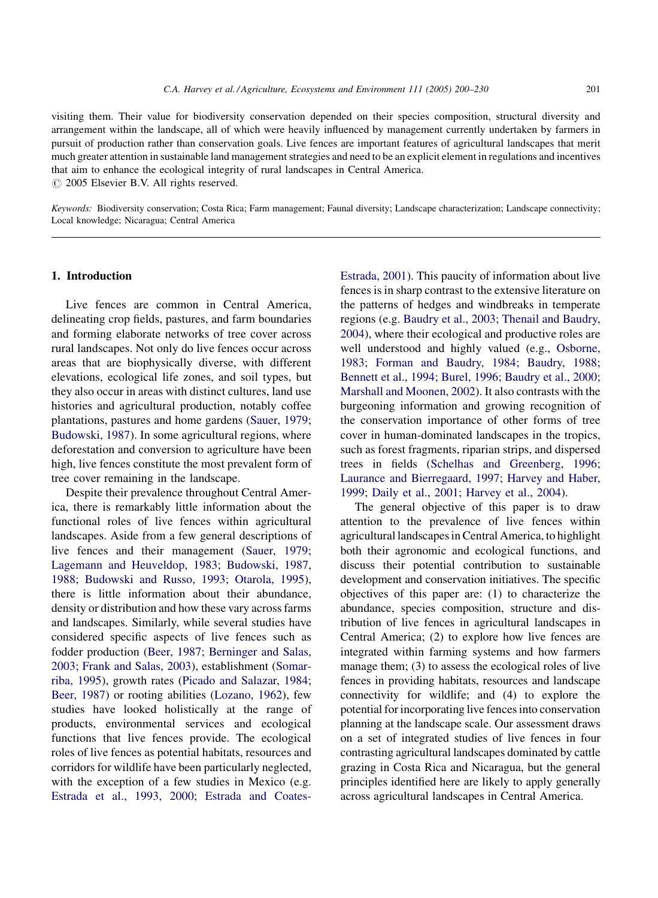visiting them. Their value for biodiversity conservation depended on their species composition, structural diversity and arrangement within the landscape, all of which were heavily influenced by management currently undertaken by farmers in pursuit of production rather than conservation goals. Live fences are important features of agricultural landscapes that merit much greater attention in sustainable land management strategies and need to be an explicit element in regulations and incentives that aim to enhance the ecological integrity of rural landscapes in Central America.

© 2005 Elsevier B.V. All rights reserved.

*Keywords:* Biodiversity conservation; Costa Rica; Farm management; Faunal diversity; Landscape characterization; Landscape connectivity; Local knowledge; Nicaragua; Central America

## 1. Introduction

Live fences are common in Central America, delineating crop fields, pastures, and farm boundaries and forming elaborate networks of tree cover across rural landscapes. Not only do live fences occur across areas that are biophysically diverse, with different elevations, ecological life zones, and soil types, but they also occur in areas with distinct cultures, land use histories and agricultural production, notably coffee plantations, pastures and home gardens (Sauer, 1979; Budowski, 1987). In some agricultural regions, where deforestation and conversion to agriculture have been high, live fences constitute the most prevalent form of tree cover remaining in the landscape.

Despite their prevalence throughout Central America, there is remarkably little information about the functional roles of live fences within agricultural landscapes. Aside from a few general descriptions of live fences and their management (Sauer, 1979; Lagemann and Heuveldop, 1983; Budowski, 1987, 1988; Budowski and Russo, 1993; Otarola, 1995), there is little information about their abundance, density or distribution and how these vary across farms and landscapes. Similarly, while several studies have considered specific aspects of live fences such as fodder production (Beer, 1987; Berninger and Salas, 2003; Frank and Salas, 2003), establishment (Somarriba, 1995), growth rates (Picado and Salazar, 1984; Beer, 1987) or rooting abilities (Lozano, 1962), few studies have looked holistically at the range of products, environmental services and ecological functions that live fences provide. The ecological roles of live fences as potential habitats, resources and corridors for wildlife have been particularly neglected, with the exception of a few studies in Mexico (e.g. Estrada et al., 1993, 2000; Estrada and Coates-Estrada, 2001). This paucity of information about live fences is in sharp contrast to the extensive literature on the patterns of hedges and windbreaks in temperate regions (e.g. Baudry et al., 2003; Thenail and Baudry, 2004), where their ecological and productive roles are well understood and highly valued (e.g., Osborne, 1983; Forman and Baudry, 1984; Baudry, 1988; Bennett et al., 1994; Burel, 1996; Baudry et al., 2000; Marshall and Moonen, 2002). It also contrasts with the burgeoning information and growing recognition of the conservation importance of other forms of tree cover in human-dominated landscapes in the tropics, such as forest fragments, riparian strips, and dispersed trees in fields (Schelhas and Greenberg, 1996; Laurance and Bierregaard, 1997; Harvey and Haber, 1999; Daily et al., 2001; Harvey et al., 2004).

The general objective of this paper is to draw attention to the prevalence of live fences within agricultural landscapes in Central America, to highlight both their agronomic and ecological functions, and discuss their potential contribution to sustainable development and conservation initiatives. The specific objectives of this paper are: (1) to characterize the abundance, species composition, structure and distribution of live fences in agricultural landscapes in Central America; (2) to explore how live fences are integrated within farming systems and how farmers manage them; (3) to assess the ecological roles of live fences in providing habitats, resources and landscape connectivity for wildlife; and (4) to explore the potential for incorporating live fences into conservation planning at the landscape scale. Our assessment draws on a set of integrated studies of live fences in four contrasting agricultural landscapes dominated by cattle grazing in Costa Rica and Nicaragua, but the general principles identified here are likely to apply generally across agricultural landscapes in Central America.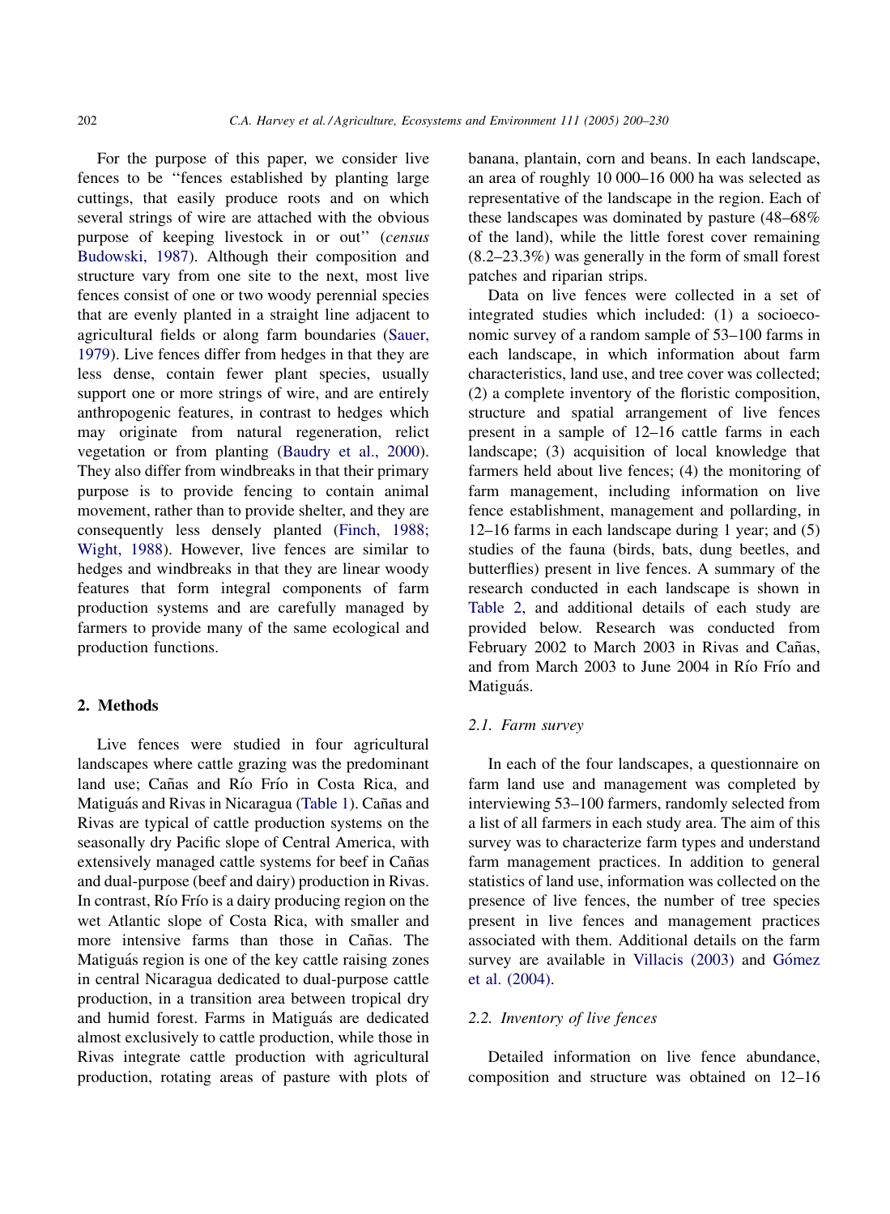For the purpose of this paper, we consider live fences to be ''fences established by planting large cuttings, that easily produce roots and on which several strings of wire are attached with the obvious purpose of keeping livestock in or out'' (*census* Budowski, 1987). Although their composition and structure vary from one site to the next, most live fences consist of one or two woody perennial species that are evenly planted in a straight line adjacent to agricultural fields or along farm boundaries (Sauer, 1979). Live fences differ from hedges in that they are less dense, contain fewer plant species, usually support one or more strings of wire, and are entirely anthropogenic features, in contrast to hedges which may originate from natural regeneration, relict vegetation or from planting (Baudry et al., 2000). They also differ from windbreaks in that their primary purpose is to provide fencing to contain animal movement, rather than to provide shelter, and they are consequently less densely planted (Finch, 1988; Wight, 1988). However, live fences are similar to hedges and windbreaks in that they are linear woody features that form integral components of farm production systems and are carefully managed by farmers to provide many of the same ecological and production functions.

## 2. Methods

Live fences were studied in four agricultural landscapes where cattle grazing was the predominant land use; Cañas and Río Frío in Costa Rica, and Matiguás and Rivas in Nicaragua (Table 1). Cañas and Rivas are typical of cattle production systems on the seasonally dry Pacific slope of Central America, with extensively managed cattle systems for beef in Cañas and dual-purpose (beef and dairy) production in Rivas. In contrast, Río Frío is a dairy producing region on the wet Atlantic slope of Costa Rica, with smaller and more intensive farms than those in Cañas. The Matiguás region is one of the key cattle raising zones in central Nicaragua dedicated to dual-purpose cattle production, in a transition area between tropical dry and humid forest. Farms in Matiguás are dedicated almost exclusively to cattle production, while those in Rivas integrate cattle production with agricultural production, rotating areas of pasture with plots of banana, plantain, corn and beans. In each landscape, an area of roughly 10 000–16 000 ha was selected as representative of the landscape in the region. Each of these landscapes was dominated by pasture (48–68% of the land), while the little forest cover remaining (8.2–23.3%) was generally in the form of small forest patches and riparian strips.

Data on live fences were collected in a set of integrated studies which included: (1) a socioeconomic survey of a random sample of 53–100 farms in each landscape, in which information about farm characteristics, land use, and tree cover was collected; (2) a complete inventory of the floristic composition, structure and spatial arrangement of live fences present in a sample of 12–16 cattle farms in each landscape; (3) acquisition of local knowledge that farmers held about live fences; (4) the monitoring of farm management, including information on live fence establishment, management and pollarding, in 12–16 farms in each landscape during 1 year; and (5) studies of the fauna (birds, bats, dung beetles, and butterflies) present in live fences. A summary of the research conducted in each landscape is shown in Table 2, and additional details of each study are provided below. Research was conducted from February 2002 to March 2003 in Rivas and Cañas, and from March 2003 to June 2004 in Río Frío and Matiguás.

### 2.1. Farm survey

In each of the four landscapes, a questionnaire on farm land use and management was completed by interviewing 53–100 farmers, randomly selected from a list of all farmers in each study area. The aim of this survey was to characterize farm types and understand farm management practices. In addition to general statistics of land use, information was collected on the presence of live fences, the number of tree species present in live fences and management practices associated with them. Additional details on the farm survey are available in Villacis (2003) and Gómez et al. (2004).

### 2.2. Inventory of live fences

Detailed information on live fence abundance, composition and structure was obtained on 12–16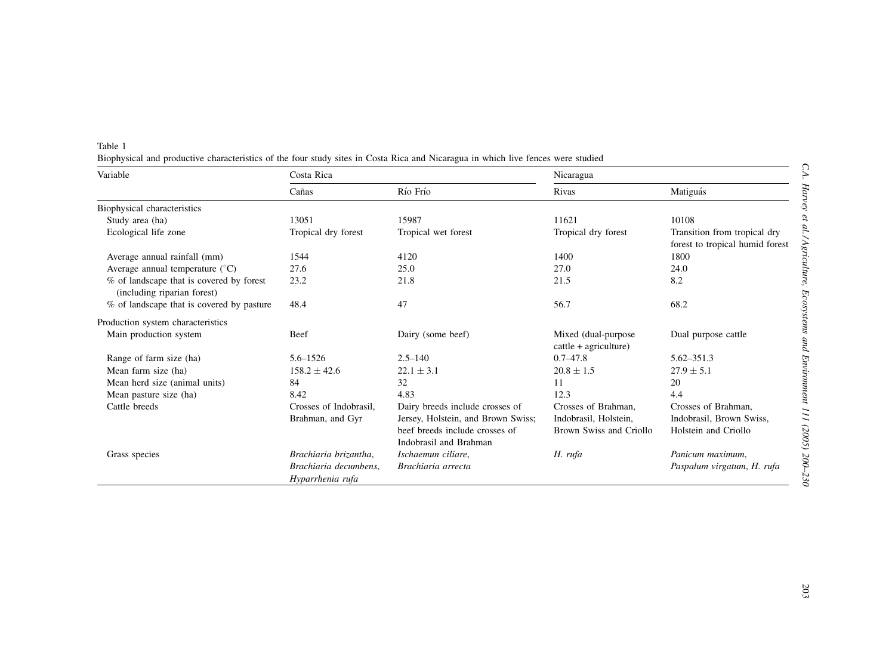Table 1
Biophysical and productive characteristics of the four study sites in Costa Rica and Nicaragua in which live fences were studied

| Variable | Costa Rica | | Nicaragua | |
|---|---|---|---|---|
| | Cañas | Río Frío | Rivas | Matiguás |
| Biophysical characteristics | | | | |
| Study area (ha) | 13051 | 15987 | 11621 | 10108 |
| Ecological life zone | Tropical dry forest | Tropical wet forest | Tropical dry forest | Transition from tropical dry forest to tropical humid forest |
| Average annual rainfall (mm) | 1544 | 4120 | 1400 | 1800 |
| Average annual temperature (°C) | 27.6 | 25.0 | 27.0 | 24.0 |
| % of landscape that is covered by forest (including riparian forest) | 23.2 | 21.8 | 21.5 | 8.2 |
| % of landscape that is covered by pasture | 48.4 | 47 | 56.7 | 68.2 |
| Production system characteristics | | | | |
| Main production system | Beef | Dairy (some beef) | Mixed (dual-purpose cattle + agriculture) | Dual purpose cattle |
| Range of farm size (ha) | 5.6–1526 | 2.5–140 | 0.7–47.8 | 5.62–351.3 |
| Mean farm size (ha) | $158.2 \pm 42.6$ | $22.1 \pm 3.1$ | $20.8 \pm 1.5$ | $27.9 \pm 5.1$ |
| Mean herd size (animal units) | 84 | 32 | 11 | 20 |
| Mean pasture size (ha) | 8.42 | 4.83 | 12.3 | 4.4 |
| Cattle breeds | Crosses of Indobrasil, Brahman, and Gyr | Dairy breeds include crosses of Jersey, Holstein, and Brown Swiss; beef breeds include crosses of Indobrasil and Brahman | Crosses of Brahman, Indobrasil, Holstein, Brown Swiss and Criollo | Crosses of Brahman, Indobrasil, Brown Swiss, Holstein and Criollo |
| Grass species | *Brachiaria brizantha*, *Brachiaria decumbens*, *Hyparrhenia rufa* | *Ischaemun ciliare*, *Brachiaria arrecta* | *H. rufa* | *Panicum maximum*, *Paspalum virgatum*, *H. rufa* |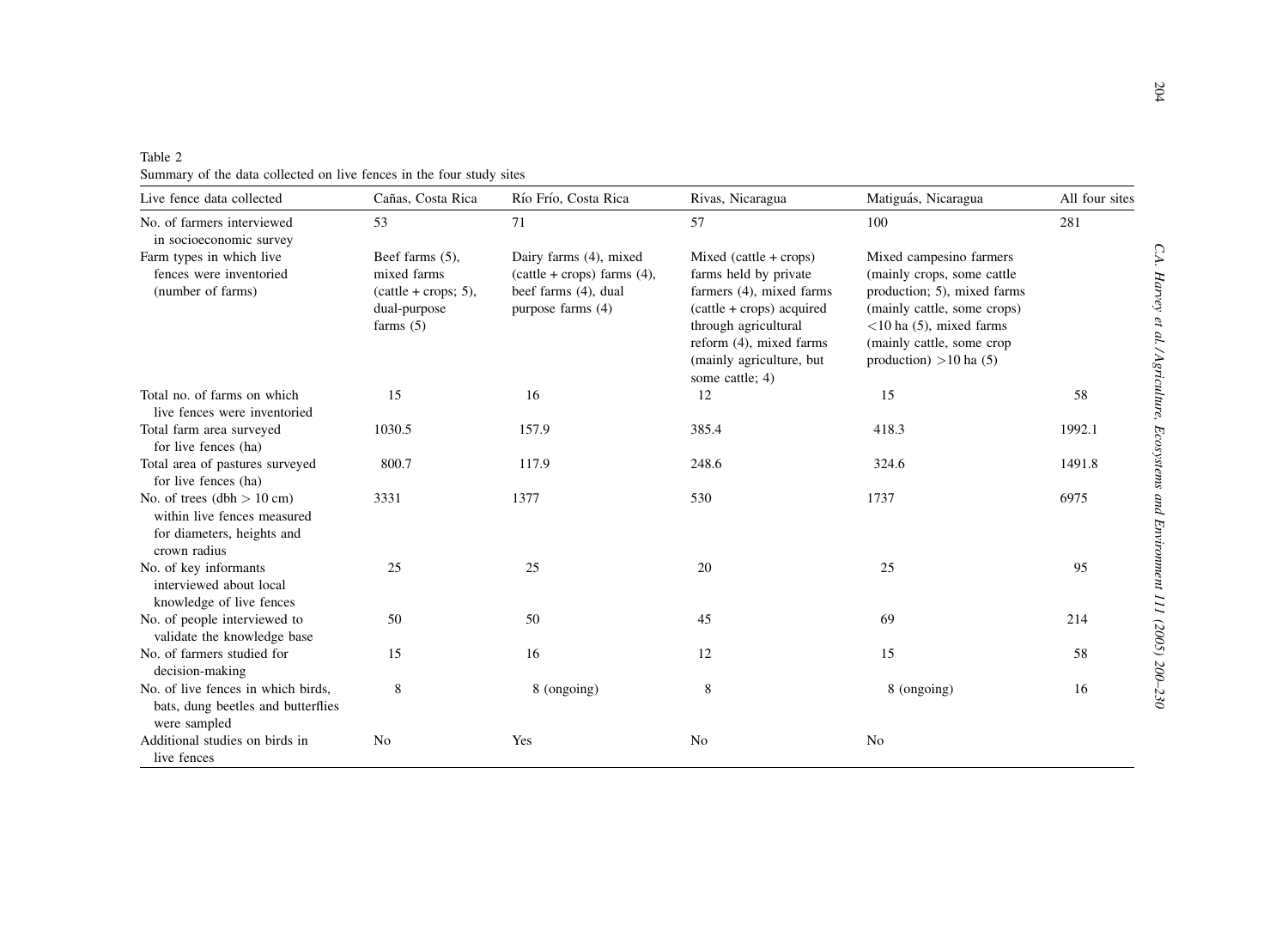Table 2
Summary of the data collected on live fences in the four study sites

| Live fence data collected | Cañas, Costa Rica | Río Frío, Costa Rica | Rivas, Nicaragua | Matiguás, Nicaragua | All four sites |
|---|---|---|---|---|---|
| No. of farmers interviewed in socioeconomic survey | 53 | 71 | 57 | 100 | 281 |
| Farm types in which live fences were inventoried (number of farms) | Beef farms (5), mixed farms (cattle + crops; 5), dual-purpose farms (5) | Dairy farms (4), mixed (cattle + crops) farms (4), beef farms (4), dual purpose farms (4) | Mixed (cattle + crops) farms held by private farmers (4), mixed farms (cattle + crops) acquired through agricultural reform (4), mixed farms (mainly agriculture, but some cattle; 4) | Mixed campesino farmers (mainly crops, some cattle production; 5), mixed farms (mainly cattle, some crops) <10 ha (5), mixed farms (mainly cattle, some crop production) >10 ha (5) | |
| Total no. of farms on which live fences were inventoried | 15 | 16 | 12 | 15 | 58 |
| Total farm area surveyed for live fences (ha) | 1030.5 | 157.9 | 385.4 | 418.3 | 1992.1 |
| Total area of pastures surveyed for live fences (ha) | 800.7 | 117.9 | 248.6 | 324.6 | 1491.8 |
| No. of trees (dbh > 10 cm) within live fences measured for diameters, heights and crown radius | 3331 | 1377 | 530 | 1737 | 6975 |
| No. of key informants interviewed about local knowledge of live fences | 25 | 25 | 20 | 25 | 95 |
| No. of people interviewed to validate the knowledge base | 50 | 50 | 45 | 69 | 214 |
| No. of farmers studied for decision-making | 15 | 16 | 12 | 15 | 58 |
| No. of live fences in which birds, bats, dung beetles and butterflies were sampled | 8 | 8 (ongoing) | 8 | 8 (ongoing) | 16 |
| Additional studies on birds in live fences | No | Yes | No | No | |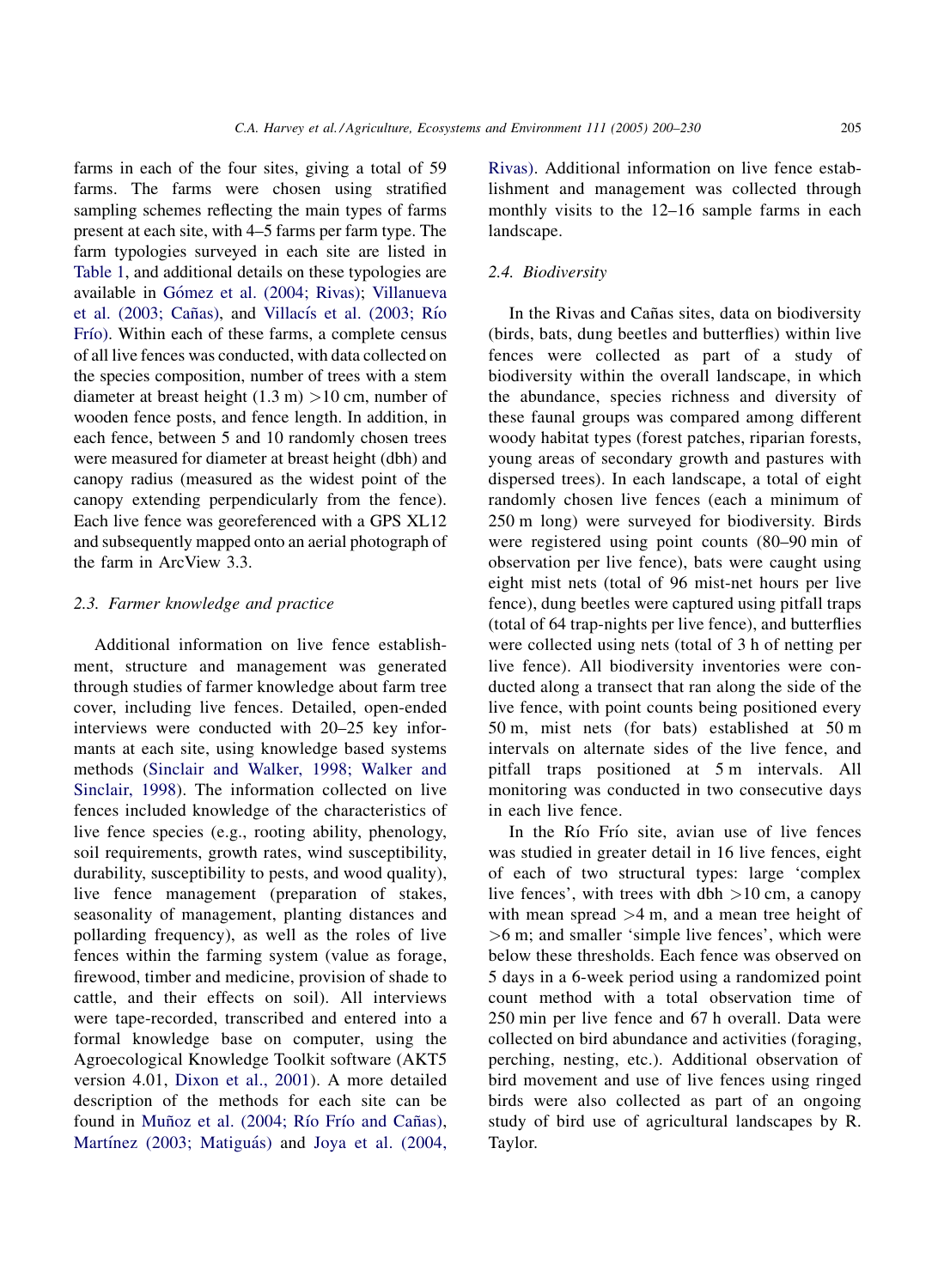farms in each of the four sites, giving a total of 59 farms. The farms were chosen using stratified sampling schemes reflecting the main types of farms present at each site, with 4–5 farms per farm type. The farm typologies surveyed in each site are listed in Table 1, and additional details on these typologies are available in Gómez et al. (2004; Rivas); Villanueva et al. (2003; Cañas), and Villacís et al. (2003; Río Frío). Within each of these farms, a complete census of all live fences was conducted, with data collected on the species composition, number of trees with a stem diameter at breast height (1.3 m) >10 cm, number of wooden fence posts, and fence length. In addition, in each fence, between 5 and 10 randomly chosen trees were measured for diameter at breast height (dbh) and canopy radius (measured as the widest point of the canopy extending perpendicularly from the fence). Each live fence was georeferenced with a GPS XL12 and subsequently mapped onto an aerial photograph of the farm in ArcView 3.3.

### 2.3. Farmer knowledge and practice

Additional information on live fence establishment, structure and management was generated through studies of farmer knowledge about farm tree cover, including live fences. Detailed, open-ended interviews were conducted with 20–25 key informants at each site, using knowledge based systems methods (Sinclair and Walker, 1998; Walker and Sinclair, 1998). The information collected on live fences included knowledge of the characteristics of live fence species (e.g., rooting ability, phenology, soil requirements, growth rates, wind susceptibility, durability, susceptibility to pests, and wood quality), live fence management (preparation of stakes, seasonality of management, planting distances and pollarding frequency), as well as the roles of live fences within the farming system (value as forage, firewood, timber and medicine, provision of shade to cattle, and their effects on soil). All interviews were tape-recorded, transcribed and entered into a formal knowledge base on computer, using the Agroecological Knowledge Toolkit software (AKT5 version 4.01, Dixon et al., 2001). A more detailed description of the methods for each site can be found in Muñoz et al. (2004; Río Frío and Cañas), Martínez (2003; Matiguás) and Joya et al. (2004, Rivas). Additional information on live fence establishment and management was collected through monthly visits to the 12–16 sample farms in each landscape.

### 2.4. Biodiversity

In the Rivas and Cañas sites, data on biodiversity (birds, bats, dung beetles and butterflies) within live fences were collected as part of a study of biodiversity within the overall landscape, in which the abundance, species richness and diversity of these faunal groups was compared among different woody habitat types (forest patches, riparian forests, young areas of secondary growth and pastures with dispersed trees). In each landscape, a total of eight randomly chosen live fences (each a minimum of 250 m long) were surveyed for biodiversity. Birds were registered using point counts (80–90 min of observation per live fence), bats were caught using eight mist nets (total of 96 mist-net hours per live fence), dung beetles were captured using pitfall traps (total of 64 trap-nights per live fence), and butterflies were collected using nets (total of 3 h of netting per live fence). All biodiversity inventories were conducted along a transect that ran along the side of the live fence, with point counts being positioned every 50 m, mist nets (for bats) established at 50 m intervals on alternate sides of the live fence, and pitfall traps positioned at 5 m intervals. All monitoring was conducted in two consecutive days in each live fence.

In the Río Frío site, avian use of live fences was studied in greater detail in 16 live fences, eight of each of two structural types: large 'complex live fences', with trees with dbh >10 cm, a canopy with mean spread >4 m, and a mean tree height of >6 m; and smaller 'simple live fences', which were below these thresholds. Each fence was observed on 5 days in a 6-week period using a randomized point count method with a total observation time of 250 min per live fence and 67 h overall. Data were collected on bird abundance and activities (foraging, perching, nesting, etc.). Additional observation of bird movement and use of live fences using ringed birds were also collected as part of an ongoing study of bird use of agricultural landscapes by R. Taylor.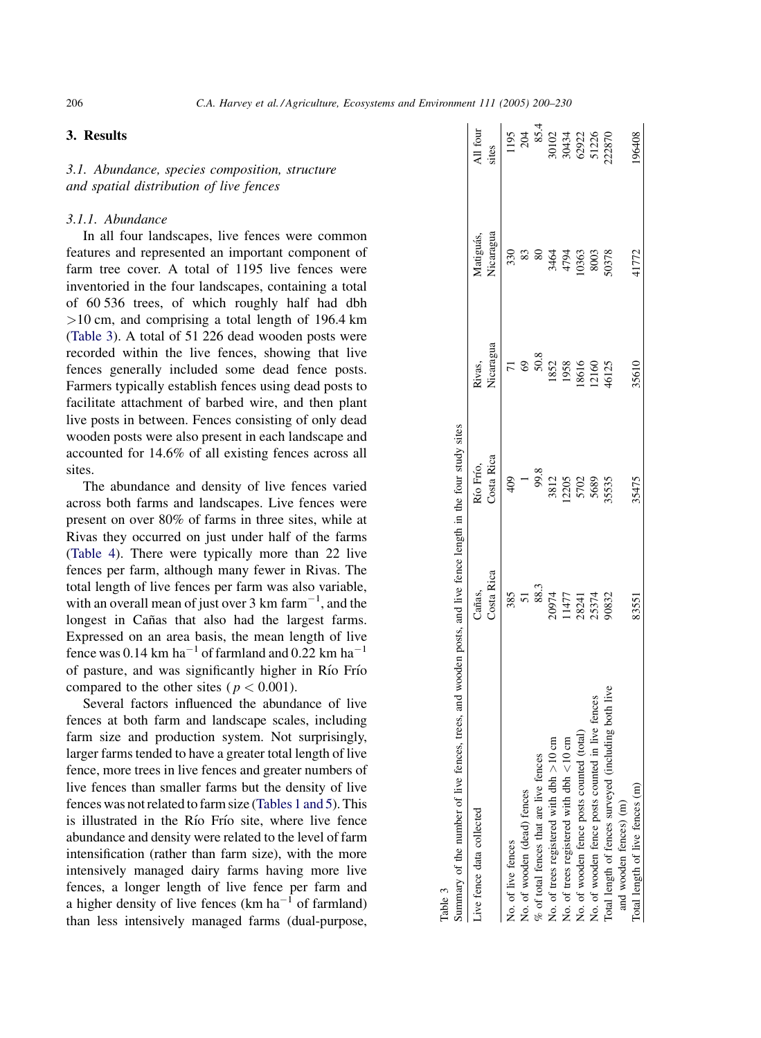## 3. Results

### 3.1. Abundance, species composition, structure and spatial distribution of live fences

#### 3.1.1. Abundance

In all four landscapes, live fences were common features and represented an important component of farm tree cover. A total of 1195 live fences were inventoried in the four landscapes, containing a total of 60 536 trees, of which roughly half had dbh >10 cm, and comprising a total length of 196.4 km (Table 3). A total of 51 226 dead wooden posts were recorded within the live fences, showing that live fences generally included some dead fence posts. Farmers typically establish fences using dead posts to facilitate attachment of barbed wire, and then plant live posts in between. Fences consisting of only dead wooden posts were also present in each landscape and accounted for 14.6% of all existing fences across all sites.

The abundance and density of live fences varied across both farms and landscapes. Live fences were present on over 80% of farms in three sites, while at Rivas they occurred on just under half of the farms (Table 4). There were typically more than 22 live fences per farm, although many fewer in Rivas. The total length of live fences per farm was also variable, with an overall mean of just over 3 km $farm^{-1}$, and the longest in Cañas that also had the largest farms. Expressed on an area basis, the mean length of live fence was 0.14 km $ha^{-1}$ of farmland and 0.22 km $ha^{-1}$ of pasture, and was significantly higher in Río Frío compared to the other sites ($p < 0.001$).

Several factors influenced the abundance of live fences at both farm and landscape scales, including farm size and production system. Not surprisingly, larger farms tended to have a greater total length of live fence, more trees in live fences and greater numbers of live fences than smaller farms but the density of live fences was not related to farm size (Tables 1 and 5). This is illustrated in the Río Frío site, where live fence abundance and density were related to the level of farm intensification (rather than farm size), with the more intensively managed dairy farms having more live fences, a longer length of live fence per farm and a higher density of live fences (km $ha^{-1}$ of farmland) than less intensively managed farms (dual-purpose,

Table 3
Summary of the number of live fences, trees, and wooden posts, and live fence length in the four study sites

| Live fence data collected | Cañas, Costa Rica | Río Frío, Costa Rica | Rivas, Nicaragua | Matiguás, Nicaragua | All four sites |
|---|---|---|---|---|---|
| No. of live fences | 385 | 409 | 71 | 330 | 1195 |
| No. of wooden (dead) fences | 51 | 1 | 69 | 83 | 204 |
| % of total fences that are live fences | 88.3 | 99.8 | 50.8 | 80 | 85.4 |
| No. of trees registered with dbh >10 cm | 20974 | 3812 | 1852 | 3464 | 30102 |
| No. of trees registered with dbh <10 cm | 11477 | 12205 | 1958 | 4794 | 30434 |
| No. of wooden fence posts counted (total) | 28241 | 5702 | 18616 | 10363 | 62922 |
| No. of wooden fence posts counted in live fences | 25374 | 5689 | 12160 | 8003 | 51226 |
| Total length of fences surveyed (including both live and wooden fences) (m) | 90832 | 35535 | 46125 | 50378 | 222870 |
| Total length of live fences (m) | 83551 | 35475 | 35610 | 41772 | 196408 |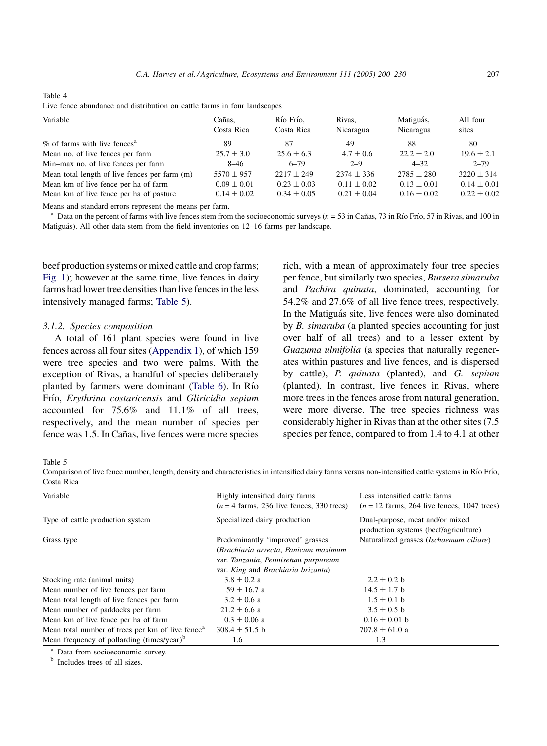Table 4
Live fence abundance and distribution on cattle farms in four landscapes

| Variable | Cañas, Costa Rica | Río Frío, Costa Rica | Rivas, Nicaragua | Matiguás, Nicaragua | All four sites |
|---|---|---|---|---|---|
| % of farms with live fences[a] | 89 | 87 | 49 | 88 | 80 |
| Mean no. of live fences per farm | 25.7 ± 3.0 | 25.6 ± 6.3 | 4.7 ± 0.6 | 22.2 ± 2.0 | 19.6 ± 2.1 |
| Min–max no. of live fences per farm | 8–46 | 6–79 | 2–9 | 4–32 | 2–79 |
| Mean total length of live fences per farm (m) | 5570 ± 957 | 2217 ± 249 | 2374 ± 336 | 2785 ± 280 | 3220 ± 314 |
| Mean km of live fence per ha of farm | 0.09 ± 0.01 | 0.23 ± 0.03 | 0.11 ± 0.02 | 0.13 ± 0.01 | 0.14 ± 0.01 |
| Mean km of live fence per ha of pasture | 0.14 ± 0.02 | 0.34 ± 0.05 | 0.21 ± 0.04 | 0.16 ± 0.02 | 0.22 ± 0.02 |

Means and standard errors represent the means per farm.

[a] Data on the percent of farms with live fences stem from the socioeconomic surveys ($n = 53$ in Cañas, 73 in Río Frío, 57 in Rivas, and 100 in Matiguás). All other data stem from the field inventories on 12–16 farms per landscape.

beef production systems or mixed cattle and crop farms; Fig. 1); however at the same time, live fences in dairy farms had lower tree densities than live fences in the less intensively managed farms; Table 5).

### 3.1.2. Species composition

A total of 161 plant species were found in live fences across all four sites (Appendix 1), of which 159 were tree species and two were palms. With the exception of Rivas, a handful of species deliberately planted by farmers were dominant (Table 6). In Río Frío, *Erythrina costaricensis* and *Gliricidia sepium* accounted for 75.6% and 11.1% of all trees, respectively, and the mean number of species per fence was 1.5. In Cañas, live fences were more species rich, with a mean of approximately four tree species per fence, but similarly two species, *Bursera simaruba* and *Pachira quinata*, dominated, accounting for 54.2% and 27.6% of all live fence trees, respectively. In the Matiguás site, live fences were also dominated by *B. simaruba* (a planted species accounting for just over half of all trees) and to a lesser extent by *Guazuma ulmifolia* (a species that naturally regenerates within pastures and live fences, and is dispersed by cattle), *P. quinata* (planted), and *G. sepium* (planted). In contrast, live fences in Rivas, where more trees in the fences arose from natural generation, were more diverse. The tree species richness was considerably higher in Rivas than at the other sites (7.5 species per fence, compared to from 1.4 to 4.1 at other

Table 5
Comparison of live fence number, length, density and characteristics in intensified dairy farms versus non-intensified cattle systems in Río Frío, Costa Rica

| Variable | Highly intensified dairy farms ($n = 4$ farms, 236 live fences, 330 trees) | Less intensified cattle farms ($n = 12$ farms, 264 live fences, 1047 trees) |
|---|---|---|
| Type of cattle production system | Specialized dairy production | Dual-purpose, meat and/or mixed production systems (beef/agriculture) |
| Grass type | Predominantly 'improved' grasses (*Brachiaria arrecta*, *Panicum maximum* var. *Tanzania*, *Pennisetum purpureum* var. *King* and *Brachiaria brizanta*) | Naturalized grasses (*Ischaemum ciliare*) |
| Stocking rate (animal units) | 3.8 ± 0.2 a | 2.2 ± 0.2 b |
| Mean number of live fences per farm | 59 ± 16.7 a | 14.5 ± 1.7 b |
| Mean total length of live fences per farm | 3.2 ± 0.6 a | 1.5 ± 0.1 b |
| Mean number of paddocks per farm | 21.2 ± 6.6 a | 3.5 ± 0.5 b |
| Mean km of live fence per ha of farm | 0.3 ± 0.06 a | 0.16 ± 0.01 b |
| Mean total number of trees per km of live fence[a] | 308.4 ± 51.5 b | 707.8 ± 61.0 a |
| Mean frequency of pollarding (times/year)[b] | 1.6 | 1.3 |

[a] Data from socioeconomic survey.

[b] Includes trees of all sizes.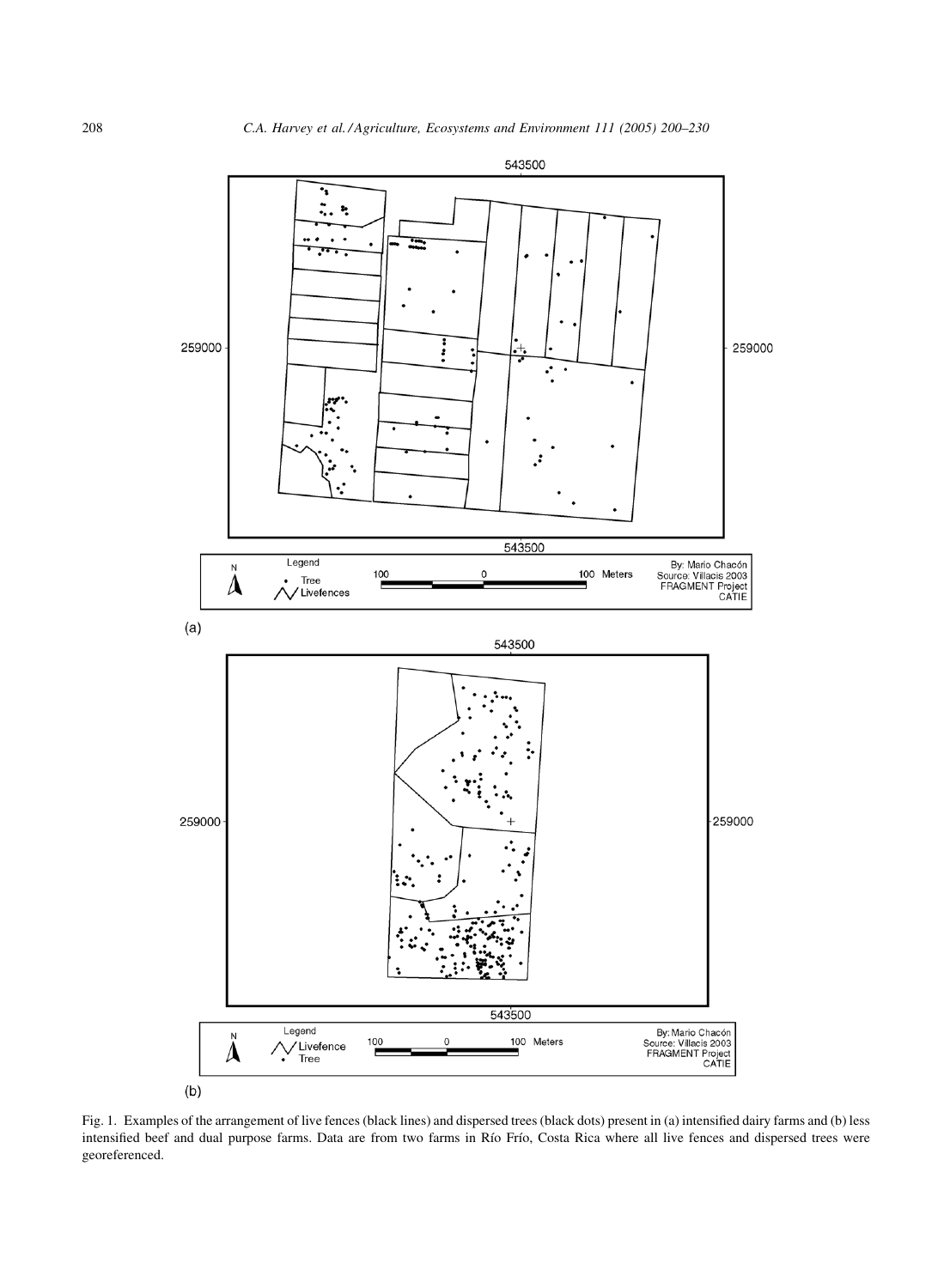Fig. 1. Examples of the arrangement of live fences (black lines) and dispersed trees (black dots) present in (a) intensified dairy farms and (b) less intensified beef and dual purpose farms. Data are from two farms in Río Frío, Costa Rica where all live fences and dispersed trees were georeferenced.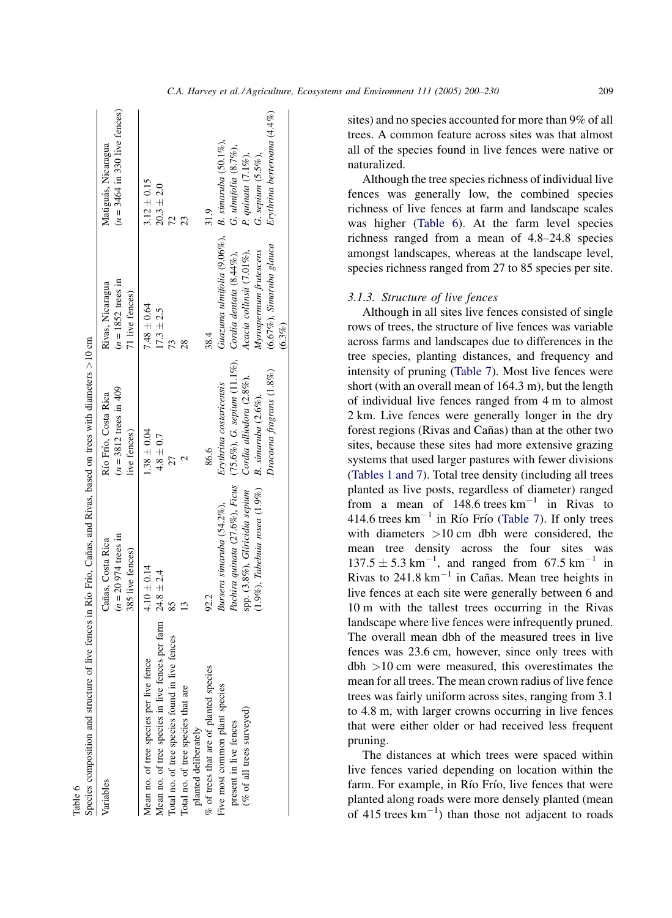Table 6
Species composition and structure of live fences in Río Frío, Cañas, and Rivas, based on trees with diameters >10 cm

| Variables | Cañas, Costa Rica ($n$ = 20 974 trees in 385 live fences) | Río Frío, Costa Rica ($n$ = 3812 trees in 409 live fences) | Rivas, Nicaragua ($n$ = 1852 trees in 71 live fences) | Matiguás, Nicaragua ($n$ = 3464 in 330 live fences) |
| --- | --- | --- | --- | --- |
| Mean no. of tree species per live fence | 4.10 ± 0.14 | 1.38 ± 0.04 | 7.48 ± 0.64 | 3.12 ± 0.15 |
| Mean no. of tree species in live fences per farm | 24.8 ± 2.4 | 4.8 ± 0.7 | 17.3 ± 2.5 | 20.3 ± 2.0 |
| Total no. of tree species found in live fences | 85 | 27 | 73 | 72 |
| Total no. of tree species that are planted deliberately | 13 | 2 | 28 | 23 |
| % of trees that are of planted species | 92.2 | 86.6 | 38.4 | 31.9 |
| Five most common plant species present in live fences (% of all trees surveyed) | *Bursera simaruba* (54.2%), *Pachira quinata* (27.6%), *Ficus* spp. (3.8%), *Gliricidia sepium* (1.9%), *Tabebuia rosea* (1.9%) | *Erythrina costaricensis* (75.6%), *G. sepium* (11.1%), *Cordia alliodora* (2.8%), *B. simaruba* (2.6%), *Dracaena fragrans* (1.8%) | *Guazuma ulmifolia* (9.06%), *Cordia dentata* (8.44%), *Acacia collinsii* (7.01%), *Myrospermum frutescens* (6.67%), *Simaruba glauca* (6.3%) | *B. simaruba* (50.1%), *G. ulmifolia* (8.7%), *P. quinata* (7.1%), *G. sepium* (5.5%), *Erythrina berteroana* (4.4%) |

sites) and no species accounted for more than 9% of all trees. A common feature across sites was that almost all of the species found in live fences were native or naturalized.

Although the tree species richness of individual live fences was generally low, the combined species richness of live fences at farm and landscape scales was higher (Table 6). At the farm level species richness ranged from a mean of 4.8–24.8 species amongst landscapes, whereas at the landscape level, species richness ranged from 27 to 85 species per site.

### 3.1.3. Structure of live fences

Although in all sites live fences consisted of single rows of trees, the structure of live fences was variable across farms and landscapes due to differences in the tree species, planting distances, and frequency and intensity of pruning (Table 7). Most live fences were short (with an overall mean of 164.3 m), but the length of individual live fences ranged from 4 m to almost 2 km. Live fences were generally longer in the dry forest regions (Rivas and Cañas) than at the other two sites, because these sites had more extensive grazing systems that used larger pastures with fewer divisions (Tables 1 and 7). Total tree density (including all trees planted as live posts, regardless of diameter) ranged from a mean of 148.6 trees $km^{-1}$ in Rivas to 414.6 trees $km^{-1}$ in Río Frío (Table 7). If only trees with diameters >10 cm dbh were considered, the mean tree density across the four sites was $137.5 \pm 5.3$ $km^{-1}$, and ranged from 67.5 $km^{-1}$ in Rivas to 241.8 $km^{-1}$ in Cañas. Mean tree heights in live fences at each site were generally between 6 and 10 m with the tallest trees occurring in the Rivas landscape where live fences were infrequently pruned. The overall mean dbh of the measured trees in live fences was 23.6 cm, however, since only trees with dbh >10 cm were measured, this overestimates the mean for all trees. The mean crown radius of live fence trees was fairly uniform across sites, ranging from 3.1 to 4.8 m, with larger crowns occurring in live fences that were either older or had received less frequent pruning.

The distances at which trees were spaced within live fences varied depending on location within the farm. For example, in Río Frío, live fences that were planted along roads were more densely planted (mean of 415 trees $km^{-1}$) than those not adjacent to roads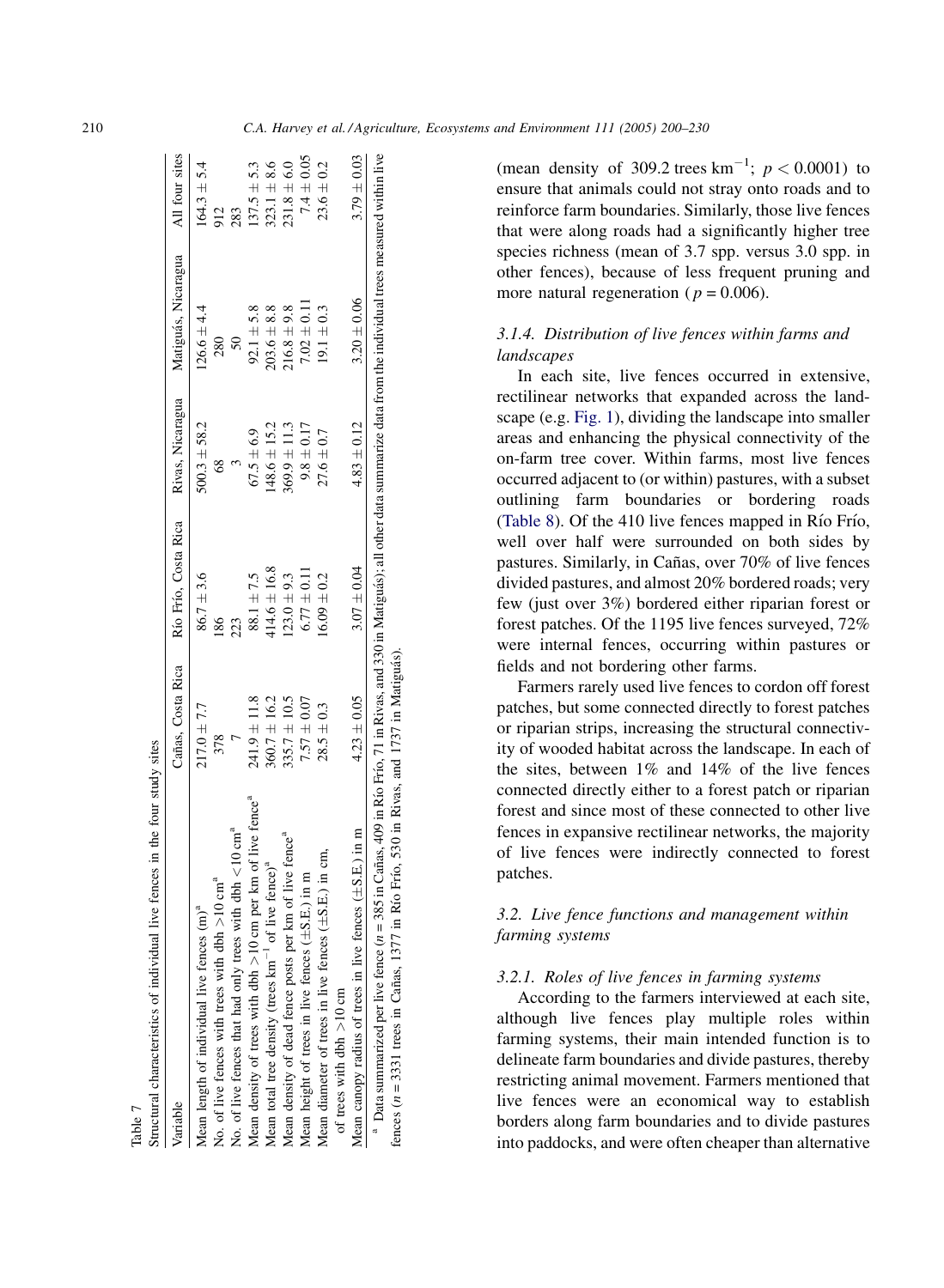Table 7
Structural characteristics of individual live fences in the four study sites

| Variable | Cañas, Costa Rica | Río Frío, Costa Rica | Rivas, Nicaragua | Matiguás, Nicaragua | All four sites |
|---|---|---|---|---|---|
| Mean length of individual live fences (m)[a] | 217.0 ± 7.7 | 86.7 ± 3.6 | 500.3 ± 58.2 | 126.6 ± 4.4 | 164.3 ± 5.4 |
| No. of live fences with trees with dbh >10 cm[a] | 378 | 186 | 68 | 280 | 912 |
| No. of live fences that had only trees with dbh <10 cm[a] | 7 | 223 | 3 | 50 | 283 |
| Mean density of trees with dbh >10 cm per km of live fence[a] | 241.9 ± 11.8 | 88.1 ± 7.5 | 67.5 ± 6.9 | 92.1 ± 5.8 | 137.5 ± 5.3 |
| Mean total tree density (trees km$^{-1}$ of live fence)[a] | 360.7 ± 16.2 | 414.6 ± 16.8 | 148.6 ± 15.2 | 203.6 ± 8.8 | 323.1 ± 8.6 |
| Mean density of dead fence posts per km of live fence[a] | 335.7 ± 10.5 | 123.0 ± 9.3 | 369.9 ± 11.3 | 216.8 ± 9.8 | 231.8 ± 6.0 |
| Mean height of trees in live fences (±S.E.) in m | 7.57 ± 0.07 | 6.77 ± 0.11 | 9.8 ± 0.17 | 7.02 ± 0.11 | 7.4 ± 0.05 |
| Mean diameter of trees in live fences (±S.E.) in cm, of trees with dbh >10 cm | 28.5 ± 0.3 | 16.09 ± 0.2 | 27.6 ± 0.7 | 19.1 ± 0.3 | 23.6 ± 0.2 |
| Mean canopy radius of trees in live fences (±S.E.) in m | 4.23 ± 0.05 | 3.07 ± 0.04 | 4.83 ± 0.12 | 3.20 ± 0.06 | 3.79 ± 0.03 |

[a] Data summarized per live fence ($n$ = 385 in Cañas, 409 in Río Frío, 71 in Rivas, and 330 in Matiguás); all other data summarize data from the individual trees measured within live fences ($n$ = 3331 trees in Cañas, 1377 in Río Frío, 530 in Rivas, and 1737 in Matiguás).

(mean density of 309.2 trees km$^{-1}$; $p < 0.0001$) to ensure that animals could not stray onto roads and to reinforce farm boundaries. Similarly, those live fences that were along roads had a significantly higher tree species richness (mean of 3.7 spp. versus 3.0 spp. in other fences), because of less frequent pruning and more natural regeneration ($p = 0.006$).

### 3.1.4. Distribution of live fences within farms and landscapes

In each site, live fences occurred in extensive, rectilinear networks that expanded across the landscape (e.g. Fig. 1), dividing the landscape into smaller areas and enhancing the physical connectivity of the on-farm tree cover. Within farms, most live fences occurred adjacent to (or within) pastures, with a subset outlining farm boundaries or bordering roads (Table 8). Of the 410 live fences mapped in Río Frío, well over half were surrounded on both sides by pastures. Similarly, in Cañas, over 70% of live fences divided pastures, and almost 20% bordered roads; very few (just over 3%) bordered either riparian forest or forest patches. Of the 1195 live fences surveyed, 72% were internal fences, occurring within pastures or fields and not bordering other farms.

Farmers rarely used live fences to cordon off forest patches, but some connected directly to forest patches or riparian strips, increasing the structural connectivity of wooded habitat across the landscape. In each of the sites, between 1% and 14% of the live fences connected directly either to a forest patch or riparian forest and since most of these connected to other live fences in expansive rectilinear networks, the majority of live fences were indirectly connected to forest patches.

## 3.2. Live fence functions and management within farming systems

### 3.2.1. Roles of live fences in farming systems

According to the farmers interviewed at each site, although live fences play multiple roles within farming systems, their main intended function is to delineate farm boundaries and divide pastures, thereby restricting animal movement. Farmers mentioned that live fences were an economical way to establish borders along farm boundaries and to divide pastures into paddocks, and were often cheaper than alternative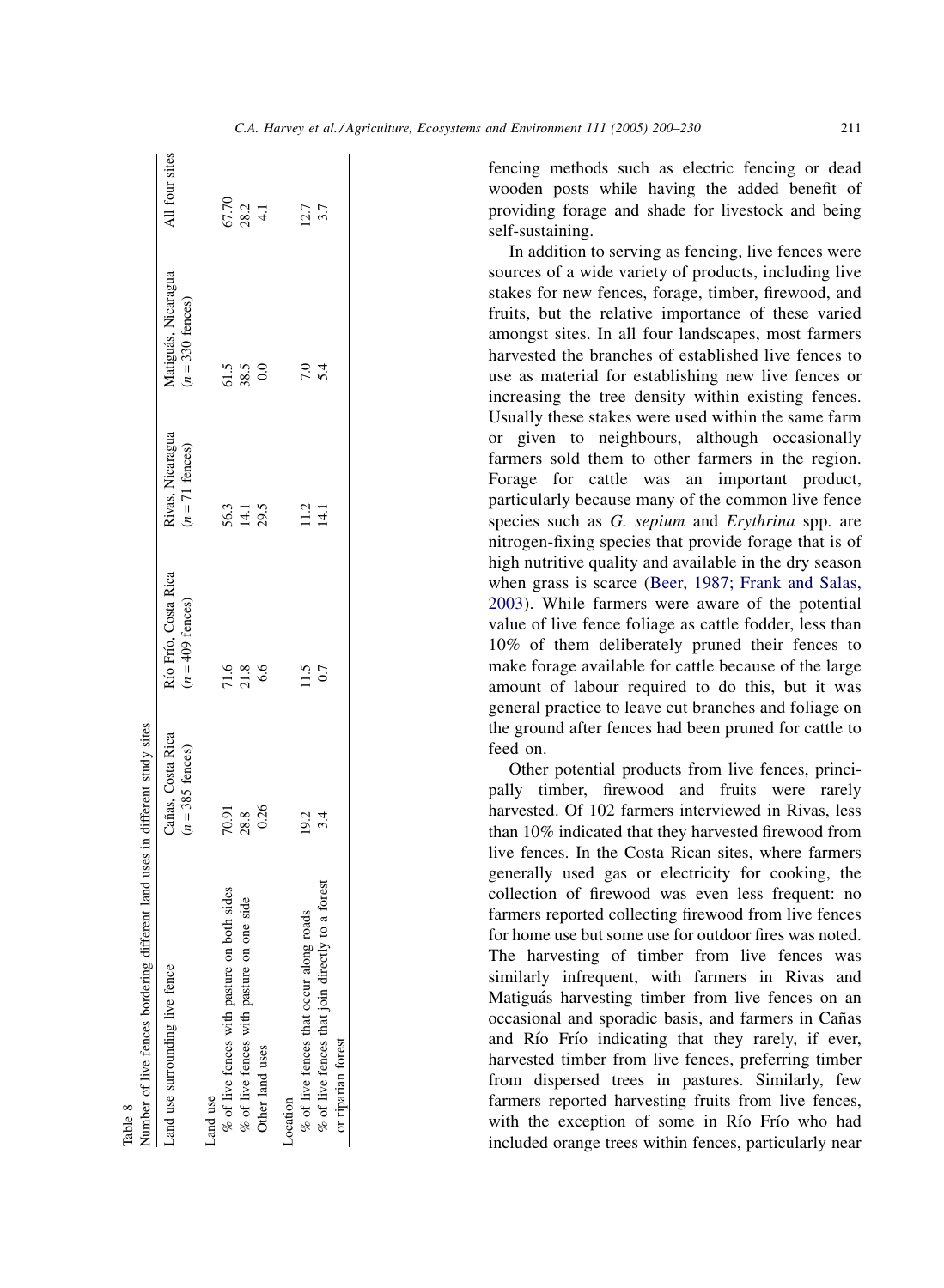Table 8
Number of live fences bordering different land uses in different study sites

| Land use surrounding live fence | Cañas, Costa Rica ($n = 385$ fences) | Río Frío, Costa Rica ($n = 409$ fences) | Rivas, Nicaragua ($n = 71$ fences) | Matiguás, Nicaragua ($n = 330$ fences) | All four sites |
|---|---|---|---|---|---|
| Land use | | | | | |
| % of live fences with pasture on both sides | 70.91 | 71.6 | 56.3 | 61.5 | 67.70 |
| % of live fences with pasture on one side | 28.8 | 21.8 | 14.1 | 38.5 | 28.2 |
| Other land uses | 0.26 | 6.6 | 29.5 | 0.0 | 4.1 |
| Location | | | | | |
| % of live fences that occur along roads | 19.2 | 11.5 | 11.2 | 7.0 | 12.7 |
| % of live fences that join directly to a forest or riparian forest | 3.4 | 0.7 | 14.1 | 5.4 | 3.7 |

fencing methods such as electric fencing or dead wooden posts while having the added benefit of providing forage and shade for livestock and being self-sustaining.

In addition to serving as fencing, live fences were sources of a wide variety of products, including live stakes for new fences, forage, timber, firewood, and fruits, but the relative importance of these varied amongst sites. In all four landscapes, most farmers harvested the branches of established live fences to use as material for establishing new live fences or increasing the tree density within existing fences. Usually these stakes were used within the same farm or given to neighbours, although occasionally farmers sold them to other farmers in the region. Forage for cattle was an important product, particularly because many of the common live fence species such as *G. sepium* and *Erythrina* spp. are nitrogen-fixing species that provide forage that is of high nutritive quality and available in the dry season when grass is scarce (Beer, 1987; Frank and Salas, 2003). While farmers were aware of the potential value of live fence foliage as cattle fodder, less than 10% of them deliberately pruned their fences to make forage available for cattle because of the large amount of labour required to do this, but it was general practice to leave cut branches and foliage on the ground after fences had been pruned for cattle to feed on.

Other potential products from live fences, principally timber, firewood and fruits were rarely harvested. Of 102 farmers interviewed in Rivas, less than 10% indicated that they harvested firewood from live fences. In the Costa Rican sites, where farmers generally used gas or electricity for cooking, the collection of firewood was even less frequent: no farmers reported collecting firewood from live fences for home use but some use for outdoor fires was noted. The harvesting of timber from live fences was similarly infrequent, with farmers in Rivas and Matiguás harvesting timber from live fences on an occasional and sporadic basis, and farmers in Cañas and Río Frío indicating that they rarely, if ever, harvested timber from live fences, preferring timber from dispersed trees in pastures. Similarly, few farmers reported harvesting fruits from live fences, with the exception of some in Río Frío who had included orange trees within fences, particularly near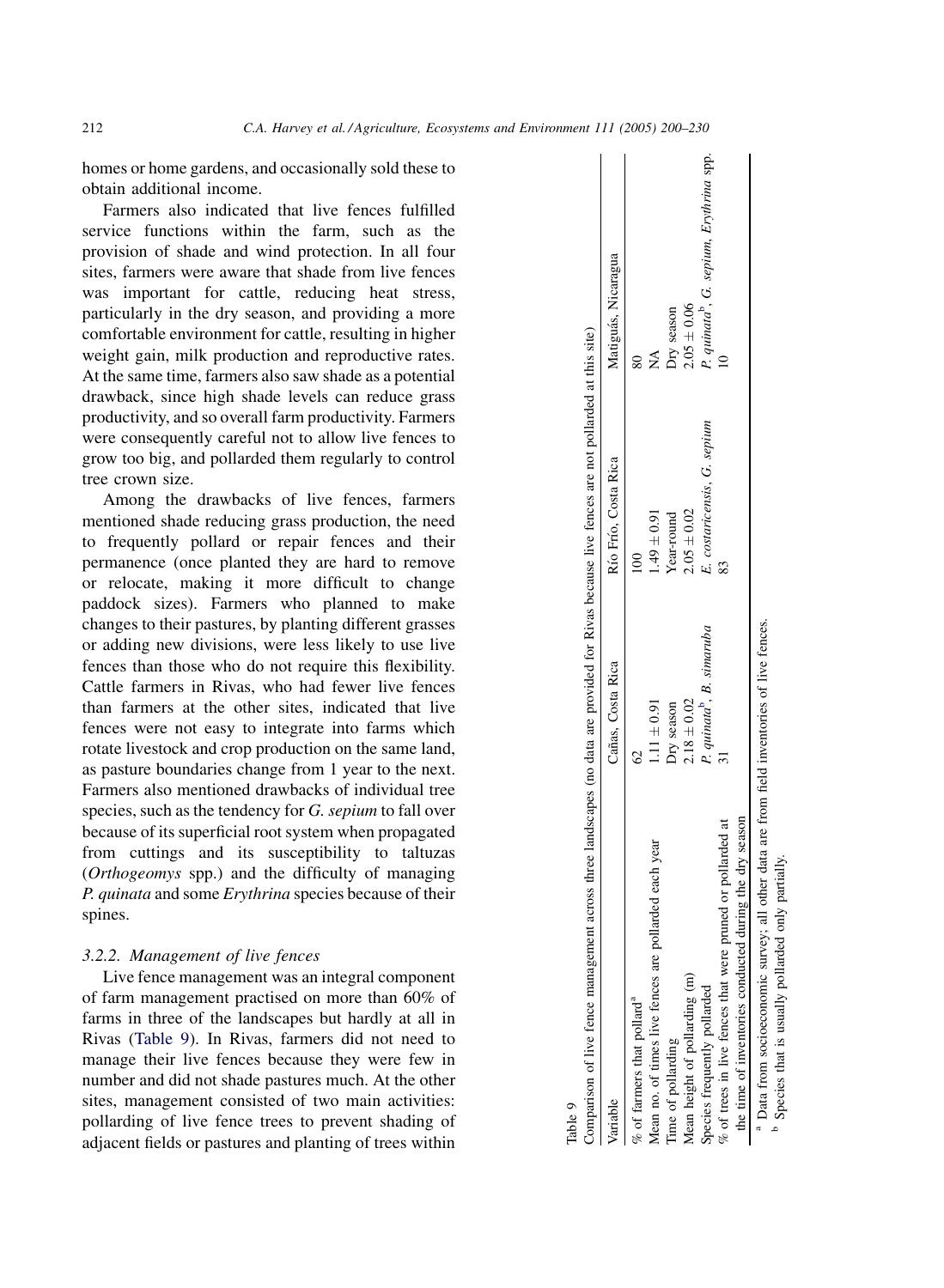homes or home gardens, and occasionally sold these to obtain additional income.

Farmers also indicated that live fences fulfilled service functions within the farm, such as the provision of shade and wind protection. In all four sites, farmers were aware that shade from live fences was important for cattle, reducing heat stress, particularly in the dry season, and providing a more comfortable environment for cattle, resulting in higher weight gain, milk production and reproductive rates. At the same time, farmers also saw shade as a potential drawback, since high shade levels can reduce grass productivity, and so overall farm productivity. Farmers were consequently careful not to allow live fences to grow too big, and pollarded them regularly to control tree crown size.

Among the drawbacks of live fences, farmers mentioned shade reducing grass production, the need to frequently pollard or repair fences and their permanence (once planted they are hard to remove or relocate, making it more difficult to change paddock sizes). Farmers who planned to make changes to their pastures, by planting different grasses or adding new divisions, were less likely to use live fences than those who do not require this flexibility. Cattle farmers in Rivas, who had fewer live fences than farmers at the other sites, indicated that live fences were not easy to integrate into farms which rotate livestock and crop production on the same land, as pasture boundaries change from 1 year to the next. Farmers also mentioned drawbacks of individual tree species, such as the tendency for *G. sepium* to fall over because of its superficial root system when propagated from cuttings and its susceptibility to taltuzas (*Orthogeomys* spp.) and the difficulty of managing *P. quinata* and some *Erythrina* species because of their spines.

### 3.2.2. Management of live fences

Live fence management was an integral component of farm management practised on more than 60% of farms in three of the landscapes but hardly at all in Rivas (Table 9). In Rivas, farmers did not need to manage their live fences because they were few in number and did not shade pastures much. At the other sites, management consisted of two main activities: pollarding of live fence trees to prevent shading of adjacent fields or pastures and planting of trees within

Table 9
Comparison of live fence management across three landscapes (no data are provided for Rivas because live fences are not pollarded at this site)

| Variable | Cañas, Costa Rica | Río Frío, Costa Rica | Matiguás, Nicaragua |
|---|---|---|---|
| % of farmers that pollard[a] | 62 | 100 | 80 |
| Mean no. of times live fences are pollarded each year | 1.11 ± 0.91 | 1.49 ± 0.91 | NA |
| Time of pollarding | Dry season | Year-round | Dry season |
| Mean height of pollarding (m) | 2.18 ± 0.02 | 2.05 ± 0.02 | 2.05 ± 0.06 |
| Species frequently pollarded | *P. quinata*[b], *B. simaruba* | *E. costaricensis*, *G. sepium* | *P. quinata*[b], *G. sepium*, *Erythrina* spp. |
| % of trees in live fences that were pruned or pollarded at the time of inventories conducted during the dry season | 31 | 83 | 10 |

[a] Data from socioeconomic survey; all other data are from field inventories of live fences.
[b] Species that is usually pollarded only partially.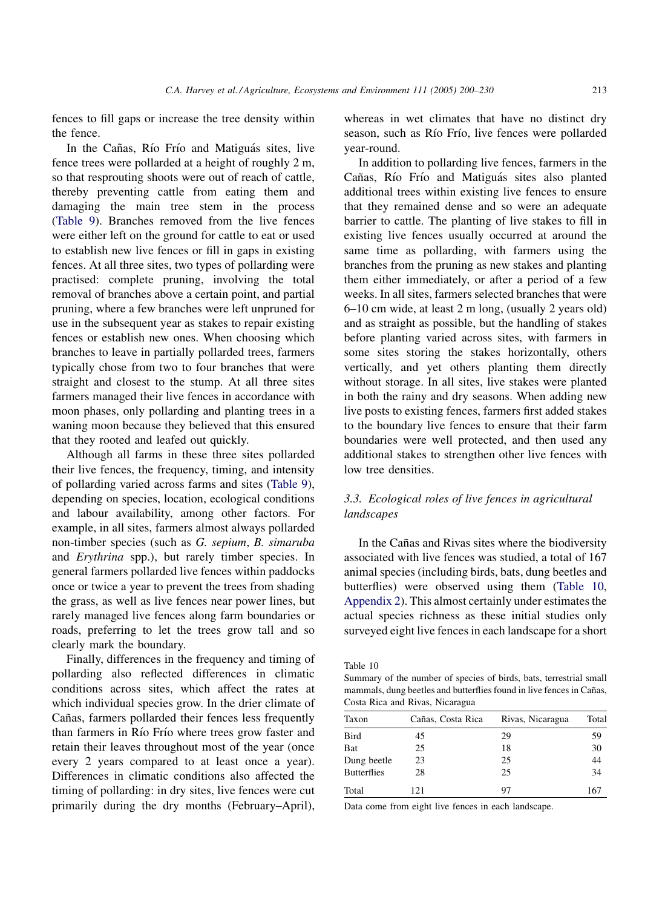fences to fill gaps or increase the tree density within the fence.

In the Cañas, Río Frío and Matiguás sites, live fence trees were pollarded at a height of roughly 2 m, so that resprouting shoots were out of reach of cattle, thereby preventing cattle from eating them and damaging the main tree stem in the process (Table 9). Branches removed from the live fences were either left on the ground for cattle to eat or used to establish new live fences or fill in gaps in existing fences. At all three sites, two types of pollarding were practised: complete pruning, involving the total removal of branches above a certain point, and partial pruning, where a few branches were left unpruned for use in the subsequent year as stakes to repair existing fences or establish new ones. When choosing which branches to leave in partially pollarded trees, farmers typically chose from two to four branches that were straight and closest to the stump. At all three sites farmers managed their live fences in accordance with moon phases, only pollarding and planting trees in a waning moon because they believed that this ensured that they rooted and leafed out quickly.

Although all farms in these three sites pollarded their live fences, the frequency, timing, and intensity of pollarding varied across farms and sites (Table 9), depending on species, location, ecological conditions and labour availability, among other factors. For example, in all sites, farmers almost always pollarded non-timber species (such as *G. sepium*, *B. simaruba* and *Erythrina* spp.), but rarely timber species. In general farmers pollarded live fences within paddocks once or twice a year to prevent the trees from shading the grass, as well as live fences near power lines, but rarely managed live fences along farm boundaries or roads, preferring to let the trees grow tall and so clearly mark the boundary.

Finally, differences in the frequency and timing of pollarding also reflected differences in climatic conditions across sites, which affect the rates at which individual species grow. In the drier climate of Cañas, farmers pollarded their fences less frequently than farmers in Río Frío where trees grow faster and retain their leaves throughout most of the year (once every 2 years compared to at least once a year). Differences in climatic conditions also affected the timing of pollarding: in dry sites, live fences were cut primarily during the dry months (February–April), whereas in wet climates that have no distinct dry season, such as Río Frío, live fences were pollarded year-round.

In addition to pollarding live fences, farmers in the Cañas, Río Frío and Matiguás sites also planted additional trees within existing live fences to ensure that they remained dense and so were an adequate barrier to cattle. The planting of live stakes to fill in existing live fences usually occurred at around the same time as pollarding, with farmers using the branches from the pruning as new stakes and planting them either immediately, or after a period of a few weeks. In all sites, farmers selected branches that were 6–10 cm wide, at least 2 m long, (usually 2 years old) and as straight as possible, but the handling of stakes before planting varied across sites, with farmers in some sites storing the stakes horizontally, others vertically, and yet others planting them directly without storage. In all sites, live stakes were planted in both the rainy and dry seasons. When adding new live posts to existing fences, farmers first added stakes to the boundary live fences to ensure that their farm boundaries were well protected, and then used any additional stakes to strengthen other live fences with low tree densities.

### 3.3. Ecological roles of live fences in agricultural landscapes

In the Cañas and Rivas sites where the biodiversity associated with live fences was studied, a total of 167 animal species (including birds, bats, dung beetles and butterflies) were observed using them (Table 10, Appendix 2). This almost certainly under estimates the actual species richness as these initial studies only surveyed eight live fences in each landscape for a short

Table 10
Summary of the number of species of birds, bats, terrestrial small mammals, dung beetles and butterflies found in live fences in Cañas, Costa Rica and Rivas, Nicaragua

| Taxon | Cañas, Costa Rica | Rivas, Nicaragua | Total |
|---|---|---|---|
| Bird | 45 | 29 | 59 |
| Bat | 25 | 18 | 30 |
| Dung beetle | 23 | 25 | 44 |
| Butterflies | 28 | 25 | 34 |
| Total | 121 | 97 | 167 |

Data come from eight live fences in each landscape.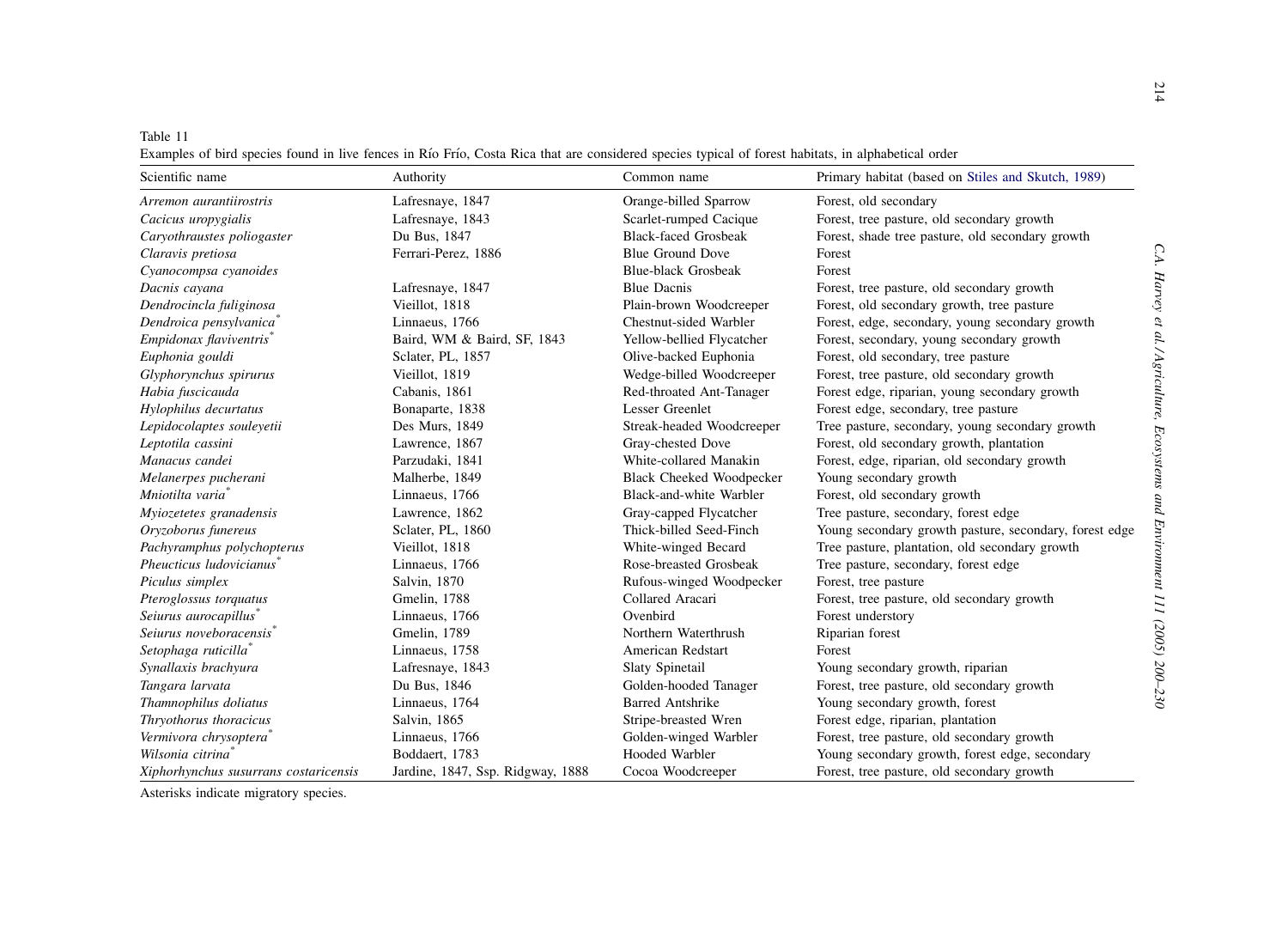Table 11

Examples of bird species found in live fences in Río Frío, Costa Rica that are considered species typical of forest habitats, in alphabetical order

| Scientific name | Authority | Common name | Primary habitat (based on Stiles and Skutch, 1989) |
|---|---|---|---|
| *Arremon aurantiirostris* | Lafresnaye, 1847 | Orange-billed Sparrow | Forest, old secondary |
| *Cacicus uropygialis* | Lafresnaye, 1843 | Scarlet-rumped Cacique | Forest, tree pasture, old secondary growth |
| *Caryothraustes poliogaster* | Du Bus, 1847 | Black-faced Grosbeak | Forest, shade tree pasture, old secondary growth |
| *Claravis pretiosa* | Ferrari-Perez, 1886 | Blue Ground Dove | Forest |
| *Cyanocompsa cyanoides* | | Blue-black Grosbeak | Forest |
| *Dacnis cayana* | Lafresnaye, 1847 | Blue Dacnis | Forest, tree pasture, old secondary growth |
| *Dendrocincla fuliginosa* | Vieillot, 1818 | Plain-brown Woodcreeper | Forest, old secondary growth, tree pasture |
| *Dendroica pensylvanica*\* | Linnaeus, 1766 | Chestnut-sided Warbler | Forest, edge, secondary, young secondary growth |
| *Empidonax flaviventris*\* | Baird, WM & Baird, SF, 1843 | Yellow-bellied Flycatcher | Forest, secondary, young secondary growth |
| *Euphonia gouldi* | Sclater, PL, 1857 | Olive-backed Euphonia | Forest, old secondary, tree pasture |
| *Glyphorynchus spirurus* | Vieillot, 1819 | Wedge-billed Woodcreeper | Forest, tree pasture, old secondary growth |
| *Habia fuscicauda* | Cabanis, 1861 | Red-throated Ant-Tanager | Forest edge, riparian, young secondary growth |
| *Hylophilus decurtatus* | Bonaparte, 1838 | Lesser Greenlet | Forest edge, secondary, tree pasture |
| *Lepidocolaptes souleyetii* | Des Murs, 1849 | Streak-headed Woodcreeper | Tree pasture, secondary, young secondary growth |
| *Leptotila cassini* | Lawrence, 1867 | Gray-chested Dove | Forest, old secondary growth, plantation |
| *Manacus candei* | Parzudaki, 1841 | White-collared Manakin | Forest, edge, riparian, old secondary growth |
| *Melanerpes pucherani* | Malherbe, 1849 | Black Cheeked Woodpecker | Young secondary growth |
| *Mniotilta varia*\* | Linnaeus, 1766 | Black-and-white Warbler | Forest, old secondary growth |
| *Myiozetetes granadensis* | Lawrence, 1862 | Gray-capped Flycatcher | Tree pasture, secondary, forest edge |
| *Oryzoborus funereus* | Sclater, PL, 1860 | Thick-billed Seed-Finch | Young secondary growth pasture, secondary, forest edge |
| *Pachyramphus polychopterus* | Vieillot, 1818 | White-winged Becard | Tree pasture, plantation, old secondary growth |
| *Pheucticus ludovicianus*\* | Linnaeus, 1766 | Rose-breasted Grosbeak | Tree pasture, secondary, forest edge |
| *Piculus simplex* | Salvin, 1870 | Rufous-winged Woodpecker | Forest, tree pasture |
| *Pteroglossus torquatus* | Gmelin, 1788 | Collared Aracari | Forest, tree pasture, old secondary growth |
| *Seiurus aurocapillus*\* | Linnaeus, 1766 | Ovenbird | Forest understory |
| *Seiurus noveboracensis*\* | Gmelin, 1789 | Northern Waterthrush | Riparian forest |
| *Setophaga ruticilla*\* | Linnaeus, 1758 | American Redstart | Forest |
| *Synallaxis brachyura* | Lafresnaye, 1843 | Slaty Spinetail | Young secondary growth, riparian |
| *Tangara larvata* | Du Bus, 1846 | Golden-hooded Tanager | Forest, tree pasture, old secondary growth |
| *Thamnophilus doliatus* | Linnaeus, 1764 | Barred Antshrike | Young secondary growth, forest |
| *Thryothorus thoracicus* | Salvin, 1865 | Stripe-breasted Wren | Forest edge, riparian, plantation |
| *Vermivora chrysoptera*\* | Linnaeus, 1766 | Golden-winged Warbler | Forest, tree pasture, old secondary growth |
| *Wilsonia citrina*\* | Boddaert, 1783 | Hooded Warbler | Young secondary growth, forest edge, secondary |
| *Xiphorhynchus susurrans costaricensis* | Jardine, 1847, Ssp. Ridgway, 1888 | Cocoa Woodcreeper | Forest, tree pasture, old secondary growth |

Asterisks indicate migratory species.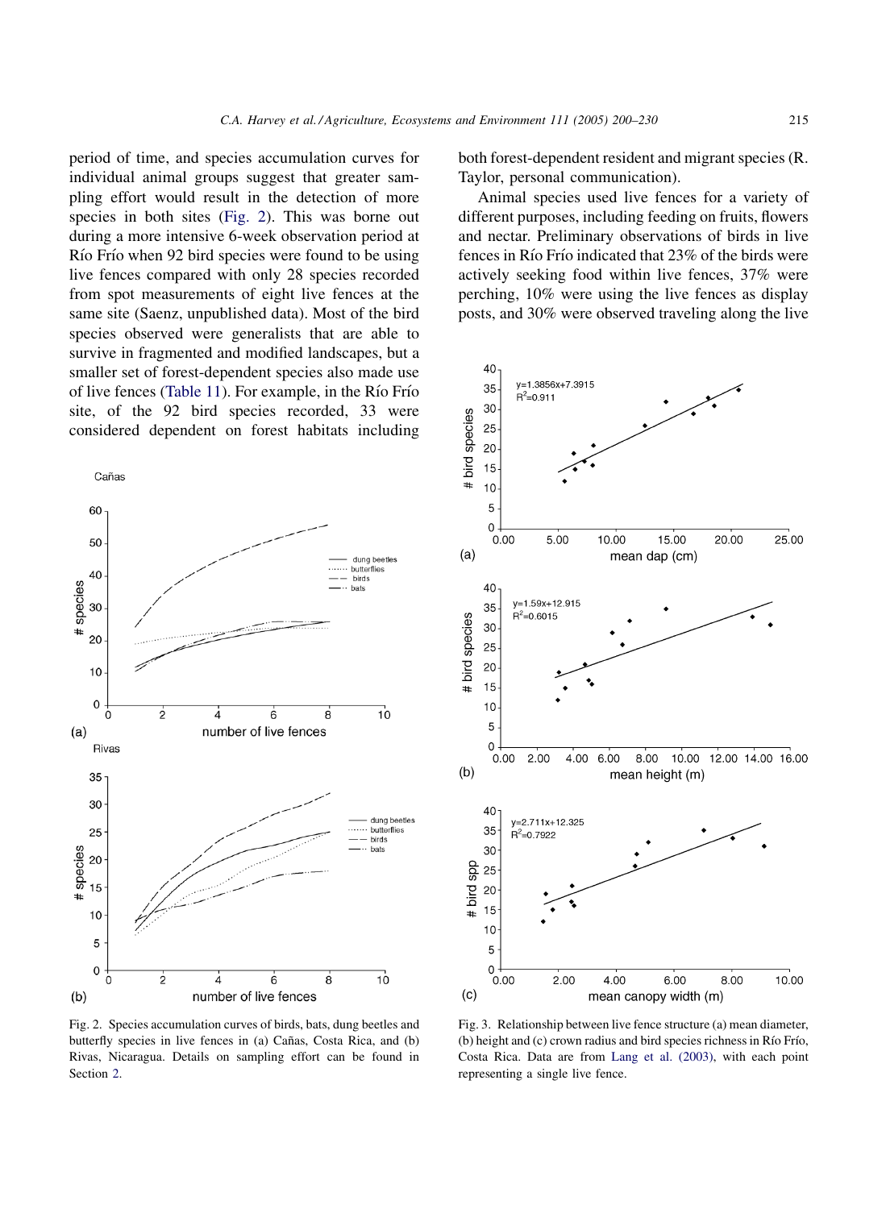period of time, and species accumulation curves for individual animal groups suggest that greater sampling effort would result in the detection of more species in both sites (Fig. 2). This was borne out during a more intensive 6-week observation period at Río Frío when 92 bird species were found to be using live fences compared with only 28 species recorded from spot measurements of eight live fences at the same site (Saenz, unpublished data). Most of the bird species observed were generalists that are able to survive in fragmented and modified landscapes, but a smaller set of forest-dependent species also made use of live fences (Table 11). For example, in the Río Frío site, of the 92 bird species recorded, 33 were considered dependent on forest habitats including both forest-dependent resident and migrant species (R. Taylor, personal communication).

Animal species used live fences for a variety of different purposes, including feeding on fruits, flowers and nectar. Preliminary observations of birds in live fences in Río Frío indicated that 23% of the birds were actively seeking food within live fences, 37% were perching, 10% were using the live fences as display posts, and 30% were observed traveling along the live

Fig. 2. Species accumulation curves of birds, bats, dung beetles and butterfly species in live fences in (a) Cañas, Costa Rica, and (b) Rivas, Nicaragua. Details on sampling effort can be found in Section 2.

Fig. 3. Relationship between live fence structure (a) mean diameter, (b) height and (c) crown radius and bird species richness in Río Frío, Costa Rica. Data are from Lang et al. (2003), with each point representing a single live fence.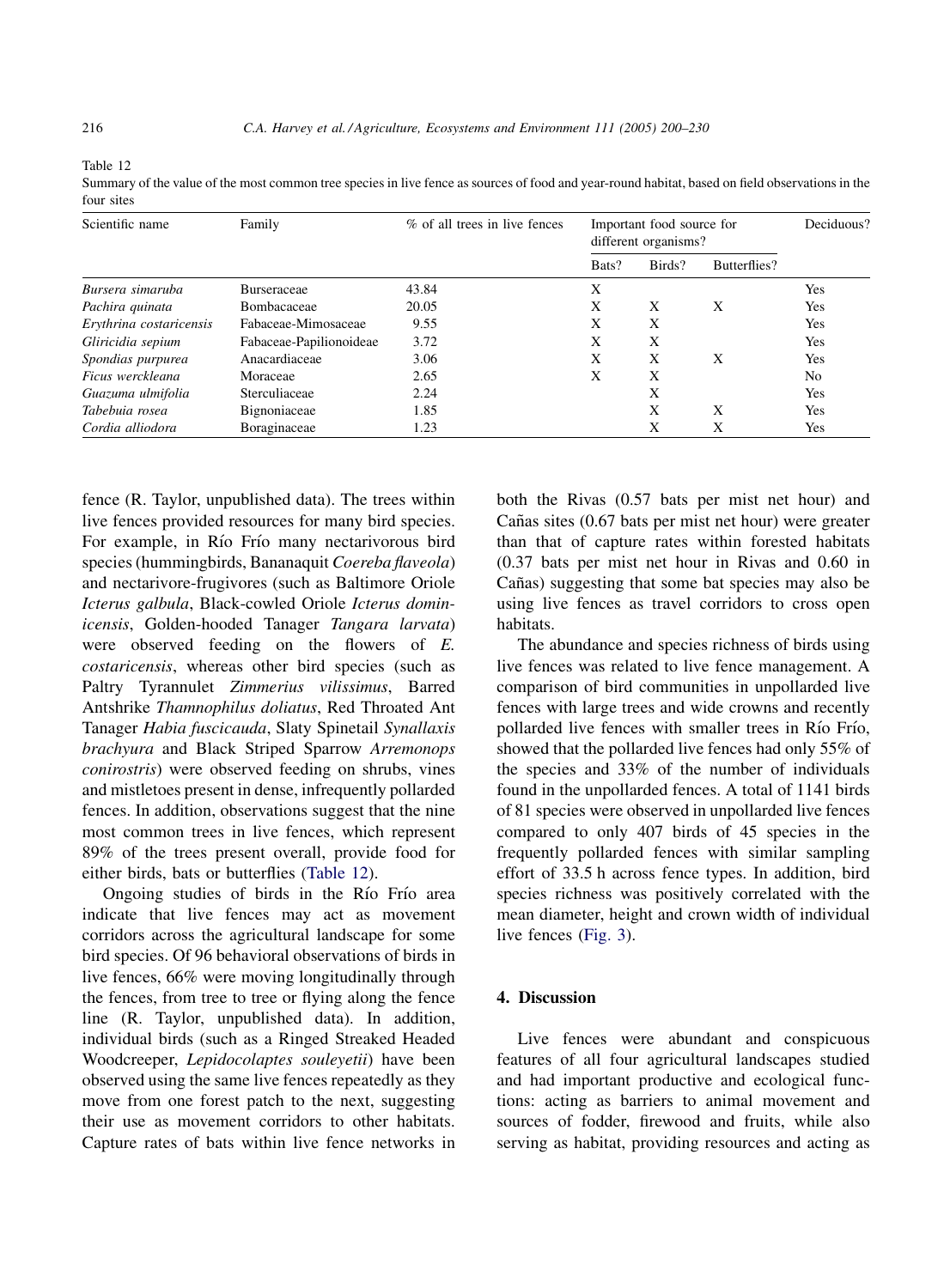Table 12
Summary of the value of the most common tree species in live fence as sources of food and year-round habitat, based on field observations in the four sites

| Scientific name | Family | % of all trees in live fences | Important food source for different organisms? | | | Deciduous? |
|---|---|---|---|---|---|---|
| | | | Bats? | Birds? | Butterflies? | |
| *Bursera simaruba* | Burseraceae | 43.84 | X | | | Yes |
| *Pachira quinata* | Bombacaceae | 20.05 | X | X | X | Yes |
| *Erythrina costaricensis* | Fabaceae-Mimosaceae | 9.55 | X | X | | Yes |
| *Gliricidia sepium* | Fabaceae-Papilionoideae | 3.72 | X | X | | Yes |
| *Spondias purpurea* | Anacardiaceae | 3.06 | X | X | X | Yes |
| *Ficus werckleana* | Moraceae | 2.65 | X | X | | No |
| *Guazuma ulmifolia* | Sterculiaceae | 2.24 | | X | | Yes |
| *Tabebuia rosea* | Bignoniaceae | 1.85 | | X | X | Yes |
| *Cordia alliodora* | Boraginaceae | 1.23 | | X | X | Yes |

fence (R. Taylor, unpublished data). The trees within live fences provided resources for many bird species. For example, in Río Frío many nectarivorous bird species (hummingbirds, Bananaquit *Coereba flaveola*) and nectarivore-frugivores (such as Baltimore Oriole *Icterus galbula*, Black-cowled Oriole *Icterus dominicensis*, Golden-hooded Tanager *Tangara larvata*) were observed feeding on the flowers of *E. costaricensis*, whereas other bird species (such as Paltry Tyrannulet *Zimmerius vilissimus*, Barred Antshrike *Thamnophilus doliatus*, Red Throated Ant Tanager *Habia fuscicauda*, Slaty Spinetail *Synallaxis brachyura* and Black Striped Sparrow *Arremonops conirostris*) were observed feeding on shrubs, vines and mistletoes present in dense, infrequently pollarded fences. In addition, observations suggest that the nine most common trees in live fences, which represent 89% of the trees present overall, provide food for either birds, bats or butterflies (Table 12).

Ongoing studies of birds in the Río Frío area indicate that live fences may act as movement corridors across the agricultural landscape for some bird species. Of 96 behavioral observations of birds in live fences, 66% were moving longitudinally through the fences, from tree to tree or flying along the fence line (R. Taylor, unpublished data). In addition, individual birds (such as a Ringed Streaked Headed Woodcreeper, *Lepidocolaptes souleyetii*) have been observed using the same live fences repeatedly as they move from one forest patch to the next, suggesting their use as movement corridors to other habitats. Capture rates of bats within live fence networks in both the Rivas (0.57 bats per mist net hour) and Cañas sites (0.67 bats per mist net hour) were greater than that of capture rates within forested habitats (0.37 bats per mist net hour in Rivas and 0.60 in Cañas) suggesting that some bat species may also be using live fences as travel corridors to cross open habitats.

The abundance and species richness of birds using live fences was related to live fence management. A comparison of bird communities in unpollarded live fences with large trees and wide crowns and recently pollarded live fences with smaller trees in Río Frío, showed that the pollarded live fences had only 55% of the species and 33% of the number of individuals found in the unpollarded fences. A total of 1141 birds of 81 species were observed in unpollarded live fences compared to only 407 birds of 45 species in the frequently pollarded fences with similar sampling effort of 33.5 h across fence types. In addition, bird species richness was positively correlated with the mean diameter, height and crown width of individual live fences (Fig. 3).

## 4. Discussion

Live fences were abundant and conspicuous features of all four agricultural landscapes studied and had important productive and ecological functions: acting as barriers to animal movement and sources of fodder, firewood and fruits, while also serving as habitat, providing resources and acting as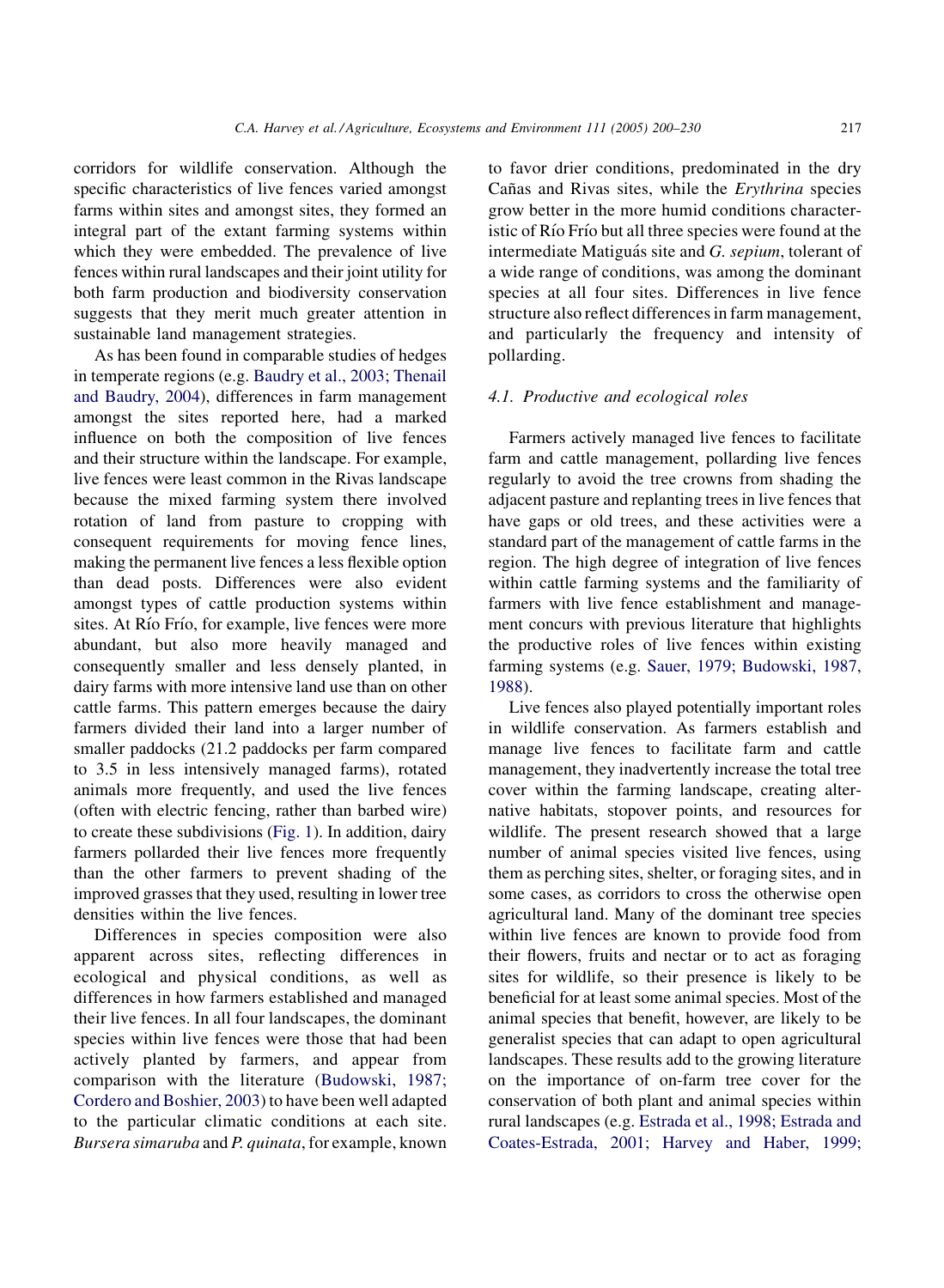corridors for wildlife conservation. Although the specific characteristics of live fences varied amongst farms within sites and amongst sites, they formed an integral part of the extant farming systems within which they were embedded. The prevalence of live fences within rural landscapes and their joint utility for both farm production and biodiversity conservation suggests that they merit much greater attention in sustainable land management strategies.

As has been found in comparable studies of hedges in temperate regions (e.g. Baudry et al., 2003; Thenail and Baudry, 2004), differences in farm management amongst the sites reported here, had a marked influence on both the composition of live fences and their structure within the landscape. For example, live fences were least common in the Rivas landscape because the mixed farming system there involved rotation of land from pasture to cropping with consequent requirements for moving fence lines, making the permanent live fences a less flexible option than dead posts. Differences were also evident amongst types of cattle production systems within sites. At Río Frío, for example, live fences were more abundant, but also more heavily managed and consequently smaller and less densely planted, in dairy farms with more intensive land use than on other cattle farms. This pattern emerges because the dairy farmers divided their land into a larger number of smaller paddocks (21.2 paddocks per farm compared to 3.5 in less intensively managed farms), rotated animals more frequently, and used the live fences (often with electric fencing, rather than barbed wire) to create these subdivisions (Fig. 1). In addition, dairy farmers pollarded their live fences more frequently than the other farmers to prevent shading of the improved grasses that they used, resulting in lower tree densities within the live fences.

Differences in species composition were also apparent across sites, reflecting differences in ecological and physical conditions, as well as differences in how farmers established and managed their live fences. In all four landscapes, the dominant species within live fences were those that had been actively planted by farmers, and appear from comparison with the literature (Budowski, 1987; Cordero and Boshier, 2003) to have been well adapted to the particular climatic conditions at each site. *Bursera simaruba* and *P. quinata*, for example, known to favor drier conditions, predominated in the dry Cañas and Rivas sites, while the *Erythrina* species grow better in the more humid conditions characteristic of Río Frío but all three species were found at the intermediate Matiguás site and *G. sepium*, tolerant of a wide range of conditions, was among the dominant species at all four sites. Differences in live fence structure also reflect differences in farm management, and particularly the frequency and intensity of pollarding.

### 4.1. Productive and ecological roles

Farmers actively managed live fences to facilitate farm and cattle management, pollarding live fences regularly to avoid the tree crowns from shading the adjacent pasture and replanting trees in live fences that have gaps or old trees, and these activities were a standard part of the management of cattle farms in the region. The high degree of integration of live fences within cattle farming systems and the familiarity of farmers with live fence establishment and management concurs with previous literature that highlights the productive roles of live fences within existing farming systems (e.g. Sauer, 1979; Budowski, 1987, 1988).

Live fences also played potentially important roles in wildlife conservation. As farmers establish and manage live fences to facilitate farm and cattle management, they inadvertently increase the total tree cover within the farming landscape, creating alternative habitats, stopover points, and resources for wildlife. The present research showed that a large number of animal species visited live fences, using them as perching sites, shelter, or foraging sites, and in some cases, as corridors to cross the otherwise open agricultural land. Many of the dominant tree species within live fences are known to provide food from their flowers, fruits and nectar or to act as foraging sites for wildlife, so their presence is likely to be beneficial for at least some animal species. Most of the animal species that benefit, however, are likely to be generalist species that can adapt to open agricultural landscapes. These results add to the growing literature on the importance of on-farm tree cover for the conservation of both plant and animal species within rural landscapes (e.g. Estrada et al., 1998; Estrada and Coates-Estrada, 2001; Harvey and Haber, 1999;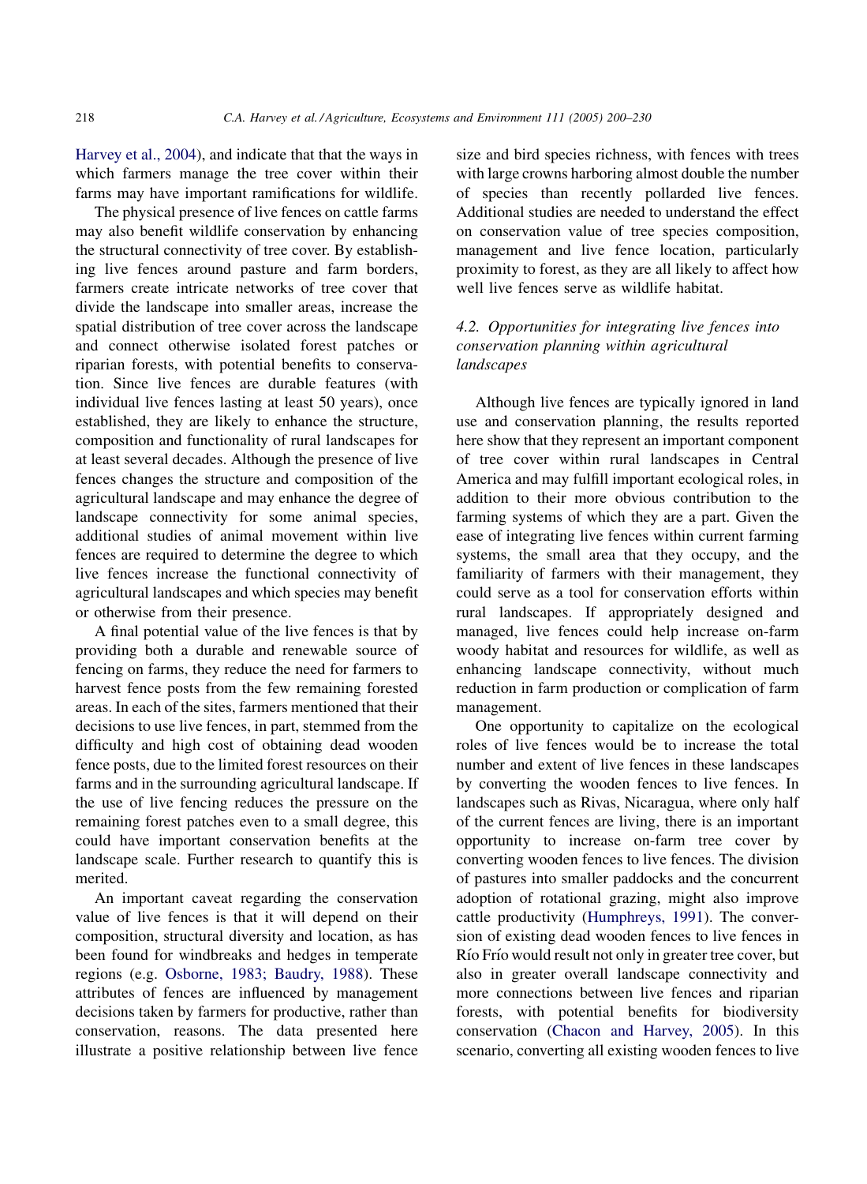Harvey et al., 2004), and indicate that that the ways in which farmers manage the tree cover within their farms may have important ramifications for wildlife.

The physical presence of live fences on cattle farms may also benefit wildlife conservation by enhancing the structural connectivity of tree cover. By establishing live fences around pasture and farm borders, farmers create intricate networks of tree cover that divide the landscape into smaller areas, increase the spatial distribution of tree cover across the landscape and connect otherwise isolated forest patches or riparian forests, with potential benefits to conservation. Since live fences are durable features (with individual live fences lasting at least 50 years), once established, they are likely to enhance the structure, composition and functionality of rural landscapes for at least several decades. Although the presence of live fences changes the structure and composition of the agricultural landscape and may enhance the degree of landscape connectivity for some animal species, additional studies of animal movement within live fences are required to determine the degree to which live fences increase the functional connectivity of agricultural landscapes and which species may benefit or otherwise from their presence.

A final potential value of the live fences is that by providing both a durable and renewable source of fencing on farms, they reduce the need for farmers to harvest fence posts from the few remaining forested areas. In each of the sites, farmers mentioned that their decisions to use live fences, in part, stemmed from the difficulty and high cost of obtaining dead wooden fence posts, due to the limited forest resources on their farms and in the surrounding agricultural landscape. If the use of live fencing reduces the pressure on the remaining forest patches even to a small degree, this could have important conservation benefits at the landscape scale. Further research to quantify this is merited.

An important caveat regarding the conservation value of live fences is that it will depend on their composition, structural diversity and location, as has been found for windbreaks and hedges in temperate regions (e.g. Osborne, 1983; Baudry, 1988). These attributes of fences are influenced by management decisions taken by farmers for productive, rather than conservation, reasons. The data presented here illustrate a positive relationship between live fence size and bird species richness, with fences with trees with large crowns harboring almost double the number of species than recently pollarded live fences. Additional studies are needed to understand the effect on conservation value of tree species composition, management and live fence location, particularly proximity to forest, as they are all likely to affect how well live fences serve as wildlife habitat.

### *4.2. Opportunities for integrating live fences into conservation planning within agricultural landscapes*

Although live fences are typically ignored in land use and conservation planning, the results reported here show that they represent an important component of tree cover within rural landscapes in Central America and may fulfill important ecological roles, in addition to their more obvious contribution to the farming systems of which they are a part. Given the ease of integrating live fences within current farming systems, the small area that they occupy, and the familiarity of farmers with their management, they could serve as a tool for conservation efforts within rural landscapes. If appropriately designed and managed, live fences could help increase on-farm woody habitat and resources for wildlife, as well as enhancing landscape connectivity, without much reduction in farm production or complication of farm management.

One opportunity to capitalize on the ecological roles of live fences would be to increase the total number and extent of live fences in these landscapes by converting the wooden fences to live fences. In landscapes such as Rivas, Nicaragua, where only half of the current fences are living, there is an important opportunity to increase on-farm tree cover by converting wooden fences to live fences. The division of pastures into smaller paddocks and the concurrent adoption of rotational grazing, might also improve cattle productivity (Humphreys, 1991). The conversion of existing dead wooden fences to live fences in Río Frío would result not only in greater tree cover, but also in greater overall landscape connectivity and more connections between live fences and riparian forests, with potential benefits for biodiversity conservation (Chacon and Harvey, 2005). In this scenario, converting all existing wooden fences to live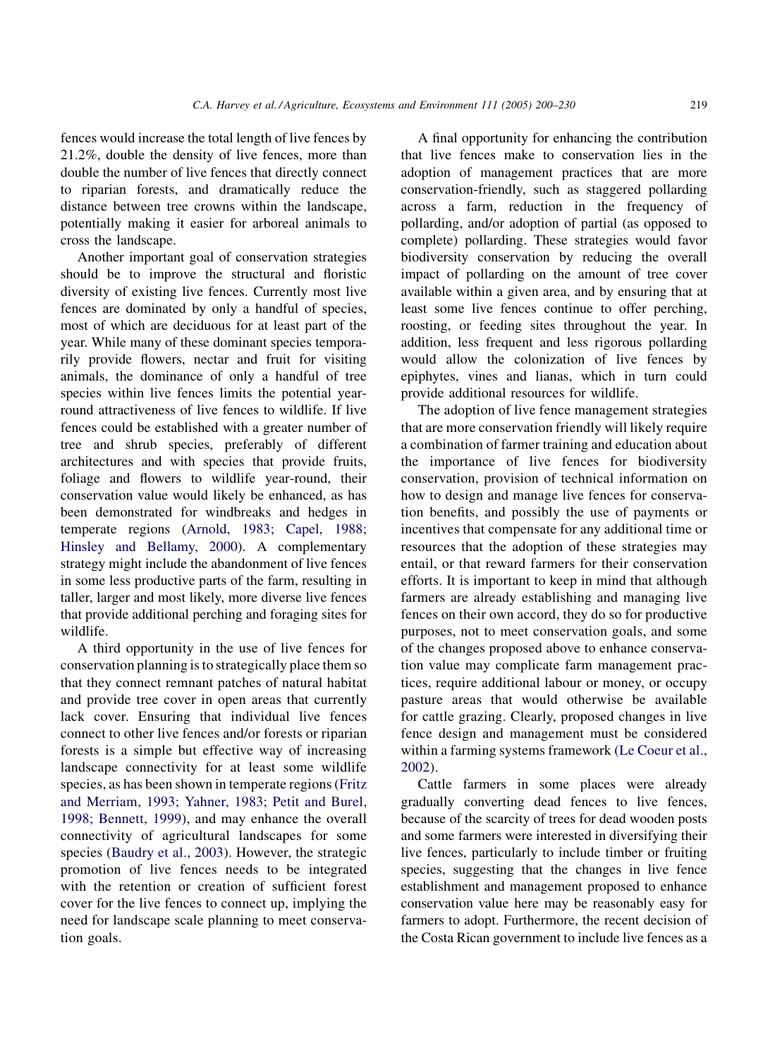fences would increase the total length of live fences by 21.2%, double the density of live fences, more than double the number of live fences that directly connect to riparian forests, and dramatically reduce the distance between tree crowns within the landscape, potentially making it easier for arboreal animals to cross the landscape.

Another important goal of conservation strategies should be to improve the structural and floristic diversity of existing live fences. Currently most live fences are dominated by only a handful of species, most of which are deciduous for at least part of the year. While many of these dominant species temporarily provide flowers, nectar and fruit for visiting animals, the dominance of only a handful of tree species within live fences limits the potential year-round attractiveness of live fences to wildlife. If live fences could be established with a greater number of tree and shrub species, preferably of different architectures and with species that provide fruits, foliage and flowers to wildlife year-round, their conservation value would likely be enhanced, as has been demonstrated for windbreaks and hedges in temperate regions (Arnold, 1983; Capel, 1988; Hinsley and Bellamy, 2000). A complementary strategy might include the abandonment of live fences in some less productive parts of the farm, resulting in taller, larger and most likely, more diverse live fences that provide additional perching and foraging sites for wildlife.

A third opportunity in the use of live fences for conservation planning is to strategically place them so that they connect remnant patches of natural habitat and provide tree cover in open areas that currently lack cover. Ensuring that individual live fences connect to other live fences and/or forests or riparian forests is a simple but effective way of increasing landscape connectivity for at least some wildlife species, as has been shown in temperate regions (Fritz and Merriam, 1993; Yahner, 1983; Petit and Burel, 1998; Bennett, 1999), and may enhance the overall connectivity of agricultural landscapes for some species (Baudry et al., 2003). However, the strategic promotion of live fences needs to be integrated with the retention or creation of sufficient forest cover for the live fences to connect up, implying the need for landscape scale planning to meet conservation goals.

A final opportunity for enhancing the contribution that live fences make to conservation lies in the adoption of management practices that are more conservation-friendly, such as staggered pollarding across a farm, reduction in the frequency of pollarding, and/or adoption of partial (as opposed to complete) pollarding. These strategies would favor biodiversity conservation by reducing the overall impact of pollarding on the amount of tree cover available within a given area, and by ensuring that at least some live fences continue to offer perching, roosting, or feeding sites throughout the year. In addition, less frequent and less rigorous pollarding would allow the colonization of live fences by epiphytes, vines and lianas, which in turn could provide additional resources for wildlife.

The adoption of live fence management strategies that are more conservation friendly will likely require a combination of farmer training and education about the importance of live fences for biodiversity conservation, provision of technical information on how to design and manage live fences for conservation benefits, and possibly the use of payments or incentives that compensate for any additional time or resources that the adoption of these strategies may entail, or that reward farmers for their conservation efforts. It is important to keep in mind that although farmers are already establishing and managing live fences on their own accord, they do so for productive purposes, not to meet conservation goals, and some of the changes proposed above to enhance conservation value may complicate farm management practices, require additional labour or money, or occupy pasture areas that would otherwise be available for cattle grazing. Clearly, proposed changes in live fence design and management must be considered within a farming systems framework (Le Coeur et al., 2002).

Cattle farmers in some places were already gradually converting dead fences to live fences, because of the scarcity of trees for dead wooden posts and some farmers were interested in diversifying their live fences, particularly to include timber or fruiting species, suggesting that the changes in live fence establishment and management proposed to enhance conservation value here may be reasonably easy for farmers to adopt. Furthermore, the recent decision of the Costa Rican government to include live fences as a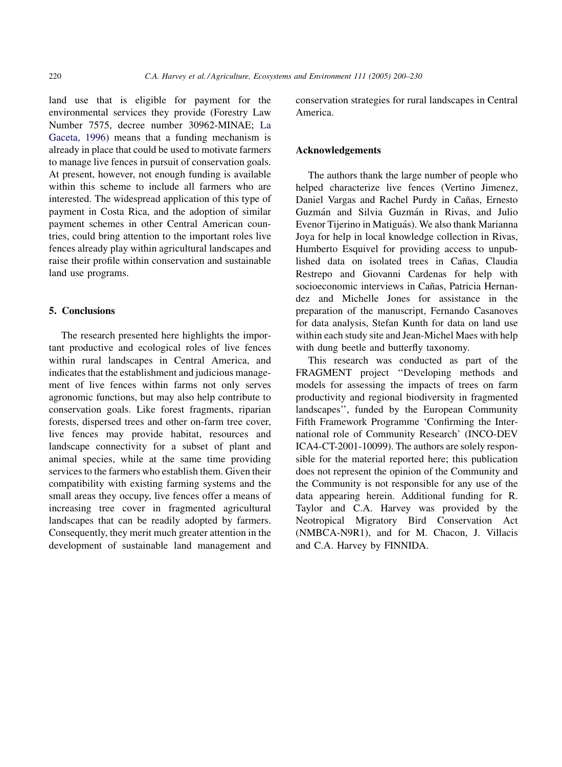land use that is eligible for payment for the environmental services they provide (Forestry Law Number 7575, decree number 30962-MINAE; La Gaceta, 1996) means that a funding mechanism is already in place that could be used to motivate farmers to manage live fences in pursuit of conservation goals. At present, however, not enough funding is available within this scheme to include all farmers who are interested. The widespread application of this type of payment in Costa Rica, and the adoption of similar payment schemes in other Central American countries, could bring attention to the important roles live fences already play within agricultural landscapes and raise their profile within conservation and sustainable land use programs.

## 5. Conclusions

The research presented here highlights the important productive and ecological roles of live fences within rural landscapes in Central America, and indicates that the establishment and judicious management of live fences within farms not only serves agronomic functions, but may also help contribute to conservation goals. Like forest fragments, riparian forests, dispersed trees and other on-farm tree cover, live fences may provide habitat, resources and landscape connectivity for a subset of plant and animal species, while at the same time providing services to the farmers who establish them. Given their compatibility with existing farming systems and the small areas they occupy, live fences offer a means of increasing tree cover in fragmented agricultural landscapes that can be readily adopted by farmers. Consequently, they merit much greater attention in the development of sustainable land management and conservation strategies for rural landscapes in Central America.

## Acknowledgements

The authors thank the large number of people who helped characterize live fences (Vertino Jimenez, Daniel Vargas and Rachel Purdy in Cañas, Ernesto Guzmán and Silvia Guzmán in Rivas, and Julio Evenor Tijerino in Matiguás). We also thank Marianna Joya for help in local knowledge collection in Rivas, Humberto Esquivel for providing access to unpublished data on isolated trees in Cañas, Claudia Restrepo and Giovanni Cardenas for help with socioeconomic interviews in Cañas, Patricia Hernandez and Michelle Jones for assistance in the preparation of the manuscript, Fernando Casanoves for data analysis, Stefan Kunth for data on land use within each study site and Jean-Michel Maes with help with dung beetle and butterfly taxonomy.

This research was conducted as part of the FRAGMENT project ''Developing methods and models for assessing the impacts of trees on farm productivity and regional biodiversity in fragmented landscapes'', funded by the European Community Fifth Framework Programme 'Confirming the International role of Community Research' (INCO-DEV ICA4-CT-2001-10099). The authors are solely responsible for the material reported here; this publication does not represent the opinion of the Community and the Community is not responsible for any use of the data appearing herein. Additional funding for R. Taylor and C.A. Harvey was provided by the Neotropical Migratory Bird Conservation Act (NMBCA-N9R1), and for M. Chacon, J. Villacis and C.A. Harvey by FINNIDA.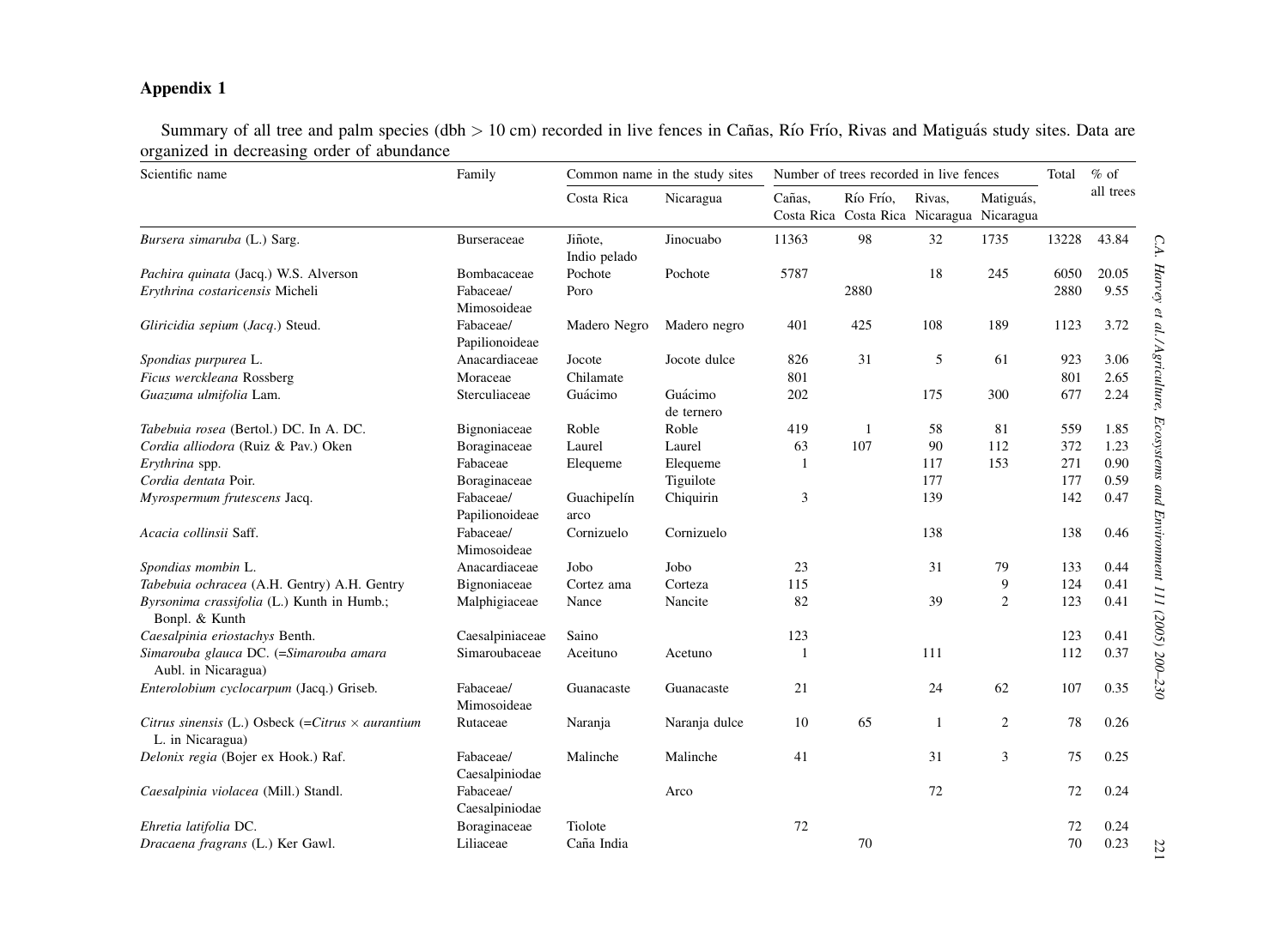## Appendix 1

Summary of all tree and palm species (dbh > 10 cm) recorded in live fences in Cañas, Río Frío, Rivas and Matiguás study sites. Data are organized in decreasing order of abundance

| Scientific name | Family | Common name in the study sites | | Number of trees recorded in live fences | | | | Total | % of all trees |
|---|---|---|---|---|---|---|---|---|---|
| | | Costa Rica | Nicaragua | Cañas, Costa Rica | Río Frío, Costa Rica | Rivas, Nicaragua | Matiguás, Nicaragua | | |
| *Bursera simaruba* (L.) Sarg. | Burseraceae | Jiñote, Indio pelado | Jinocuabo | 11363 | 98 | 32 | 1735 | 13228 | 43.84 |
| *Pachira quinata* (Jacq.) W.S. Alverson | Bombacaceae | Pochote | Pochote | 5787 | | 18 | 245 | 6050 | 20.05 |
| *Erythrina costaricensis* Micheli | Fabaceae/ Mimosoideae | Poro | | | 2880 | | | 2880 | 9.55 |
| *Gliricidia sepium* (*Jacq.*) Steud. | Fabaceae/ Papilionoideae | Madero Negro | Madero negro | 401 | 425 | 108 | 189 | 1123 | 3.72 |
| *Spondias purpurea* L. | Anacardiaceae | Jocote | Jocote dulce | 826 | 31 | 5 | 61 | 923 | 3.06 |
| *Ficus werckleana* Rossberg | Moraceae | Chilamate | | 801 | | | | 801 | 2.65 |
| *Guazuma ulmifolia* Lam. | Sterculiaceae | Guácimo | Guácimo de ternero | 202 | | 175 | 300 | 677 | 2.24 |
| *Tabebuia rosea* (Bertol.) DC. In A. DC. | Bignoniaceae | Roble | Roble | 419 | 1 | 58 | 81 | 559 | 1.85 |
| *Cordia alliodora* (Ruiz & Pav.) Oken | Boraginaceae | Laurel | Laurel | 63 | 107 | 90 | 112 | 372 | 1.23 |
| *Erythrina* spp. | Fabaceae | Elequeme | Elequeme | 1 | | 117 | 153 | 271 | 0.90 |
| *Cordia dentata* Poir. | Boraginaceae | | Tiguilote | | | 177 | | 177 | 0.59 |
| *Myrospermum frutescens* Jacq. | Fabaceae/ Papilionoideae | Guachipelín arco | Chiquirin | 3 | | 139 | | 142 | 0.47 |
| *Acacia collinsii* Saff. | Fabaceae/ Mimosoideae | Cornizuelo | Cornizuelo | | | 138 | | 138 | 0.46 |
| *Spondias mombin* L. | Anacardiaceae | Jobo | Jobo | 23 | | 31 | 79 | 133 | 0.44 |
| *Tabebuia ochracea* (A.H. Gentry) A.H. Gentry | Bignoniaceae | Cortez ama | Corteza | 115 | | | 9 | 124 | 0.41 |
| *Byrsonima crassifolia* (L.) Kunth in Humb.; Bonpl. & Kunth | Malphigiaceae | Nance | Nancite | 82 | | 39 | 2 | 123 | 0.41 |
| *Caesalpinia eriostachys* Benth. | Caesalpiniaceae | Saino | | 123 | | | | 123 | 0.41 |
| *Simarouba glauca* DC. (=*Simarouba amara* Aubl. in Nicaragua) | Simaroubaceae | Aceituno | Acetuno | 1 | | 111 | | 112 | 0.37 |
| *Enterolobium cyclocarpum* (Jacq.) Griseb. | Fabaceae/ Mimosoideae | Guanacaste | Guanacaste | 21 | | 24 | 62 | 107 | 0.35 |
| *Citrus sinensis* (L.) Osbeck (=*Citrus* × *aurantium* L. in Nicaragua) | Rutaceae | Naranja | Naranja dulce | 10 | 65 | 1 | 2 | 78 | 0.26 |
| *Delonix regia* (Bojer ex Hook.) Raf. | Fabaceae/ Caesalpiniodae | Malinche | Malinche | 41 | | 31 | 3 | 75 | 0.25 |
| *Caesalpinia violacea* (Mill.) Standl. | Fabaceae/ Caesalpiniodae | | Arco | | | 72 | | 72 | 0.24 |
| *Ehretia latifolia* DC. | Boraginaceae | Tiolote | | 72 | | | | 72 | 0.24 |
| *Dracaena fragrans* (L.) Ker Gawl. | Liliaceae | Caña India | | | 70 | | | 70 | 0.23 |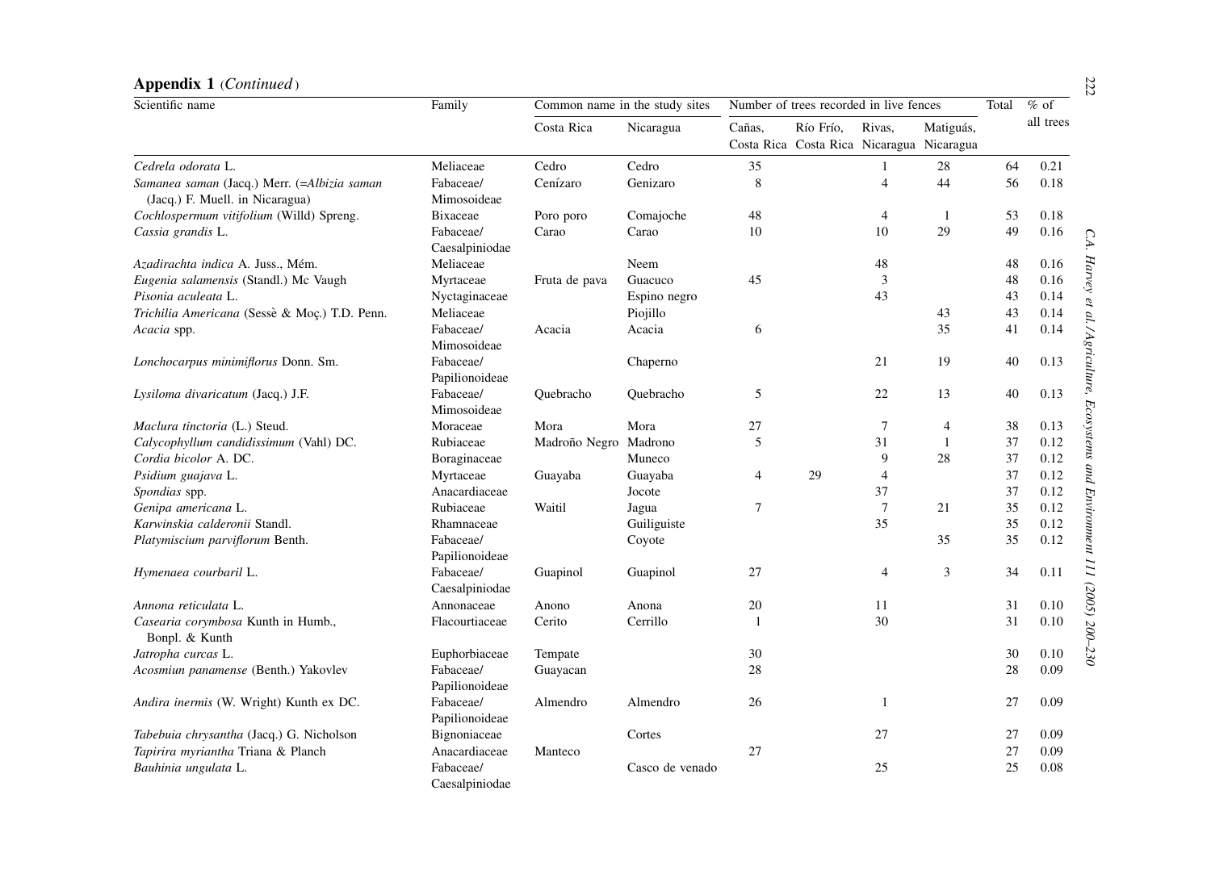**Appendix 1** (*Continued*)

| Scientific name | Family | Common name in the study sites | | Number of trees recorded in live fences | | | | Total | % of all trees |
|---|---|---|---|---|---|---|---|---|---|
| | | Costa Rica | Nicaragua | Cañas, Costa Rica | Río Frío, Costa Rica | Rivas, Nicaragua | Matiguás, Nicaragua | | |
| *Cedrela odorata* L. | Meliaceae | Cedro | Cedro | 35 | | 1 | 28 | 64 | 0.21 |
| *Samanea saman* (Jacq.) Merr. (=*Albizia saman* (Jacq.) F. Muell. in Nicaragua) | Fabaceae/ Mimosoideae | Cenízaro | Genizaro | 8 | | 4 | 44 | 56 | 0.18 |
| *Cochlospermum vitifolium* (Willd) Spreng. | Bixaceae | Poro poro | Comajoche | 48 | | 4 | 1 | 53 | 0.18 |
| *Cassia grandis* L. | Fabaceae/ Caesalpiniodae | Carao | Carao | 10 | | 10 | 29 | 49 | 0.16 |
| *Azadirachta indica* A. Juss., Mém. | Meliaceae | | Neem | | | 48 | | 48 | 0.16 |
| *Eugenia salamensis* (Standl.) Mc Vaugh | Myrtaceae | Fruta de pava | Guacuco | 45 | | 3 | | 48 | 0.16 |
| *Pisonia aculeata* L. | Nyctaginaceae | | Espino negro | | | 43 | | 43 | 0.14 |
| *Trichilia Americana* (Sessè & Moç.) T.D. Penn. | Meliaceae | | Piojillo | | | | 43 | 43 | 0.14 |
| *Acacia* spp. | Fabaceae/ Mimosoideae | Acacia | Acacia | 6 | | | 35 | 41 | 0.14 |
| *Lonchocarpus minimiflorus* Donn. Sm. | Fabaceae/ Papilionoideae | | Chaperno | | | 21 | 19 | 40 | 0.13 |
| *Lysiloma divaricatum* (Jacq.) J.F. | Fabaceae/ Mimosoideae | Quebracho | Quebracho | 5 | | 22 | 13 | 40 | 0.13 |
| *Maclura tinctoria* (L.) Steud. | Moraceae | Mora | Mora | 27 | | 7 | 4 | 38 | 0.13 |
| *Calycophyllum candidissimum* (Vahl) DC. | Rubiaceae | Madroño Negro | Madrono | 5 | | 31 | 1 | 37 | 0.12 |
| *Cordia bicolor* A. DC. | Boraginaceae | | Muneco | | | 9 | 28 | 37 | 0.12 |
| *Psidium guajava* L. | Myrtaceae | Guayaba | Guayaba | 4 | 29 | 4 | | 37 | 0.12 |
| *Spondias* spp. | Anacardiaceae | | Jocote | | | 37 | | 37 | 0.12 |
| *Genipa americana* L. | Rubiaceae | Waitil | Jagua | 7 | | 7 | 21 | 35 | 0.12 |
| *Karwinskia calderonii* Standl. | Rhamnaceae | | Guiliguiste | | | 35 | | 35 | 0.12 |
| *Platymiscium parviflorum* Benth. | Fabaceae/ Papilionoideae | | Coyote | | | | 35 | 35 | 0.12 |
| *Hymenaea courbaril* L. | Fabaceae/ Caesalpiniodae | Guapinol | Guapinol | 27 | | 4 | 3 | 34 | 0.11 |
| *Annona reticulata* L. | Annonaceae | Anono | Anona | 20 | | 11 | | 31 | 0.10 |
| *Casearia corymbosa* Kunth in Humb., Bonpl. & Kunth | Flacourtiaceae | Cerito | Cerrillo | 1 | | 30 | | 31 | 0.10 |
| *Jatropha curcas* L. | Euphorbiaceae | Tempate | | 30 | | | | 30 | 0.10 |
| *Acosmiun panamense* (Benth.) Yakovlev | Fabaceae/ Papilionoideae | Guayacan | | 28 | | | | 28 | 0.09 |
| *Andira inermis* (W. Wright) Kunth ex DC. | Fabaceae/ Papilionoideae | Almendro | Almendro | 26 | | 1 | | 27 | 0.09 |
| *Tabebuia chrysantha* (Jacq.) G. Nicholson | Bignoniaceae | | Cortes | | | 27 | | 27 | 0.09 |
| *Tapirira myriantha* Triana & Planch | Anacardiaceae | Manteco | | 27 | | | | 27 | 0.09 |
| *Bauhinia ungulata* L. | Fabaceae/ Caesalpiniodae | | Casco de venado | | | 25 | | 25 | 0.08 |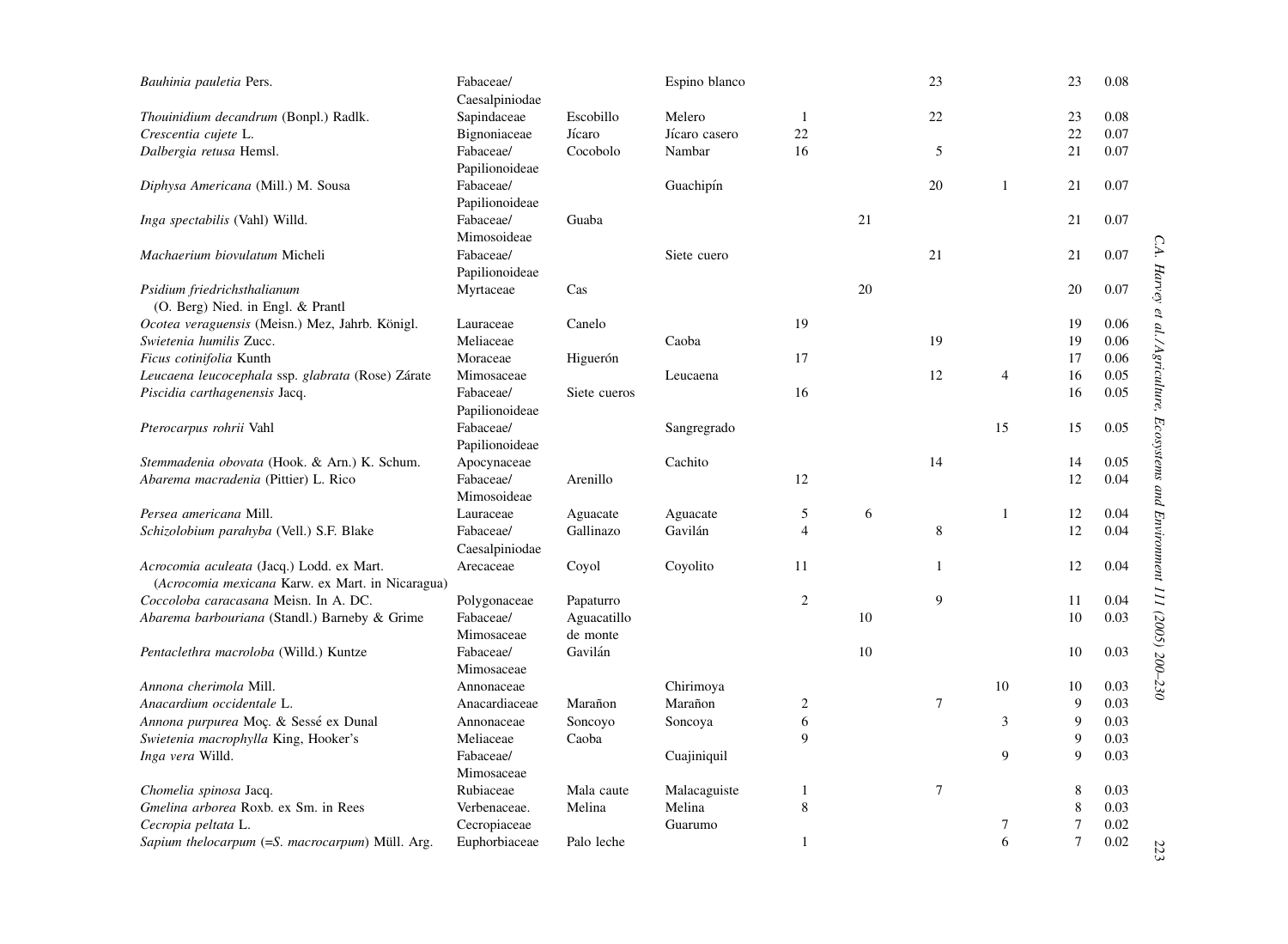| | | | | | | | | | |
|---|---|---|---|---|---|---|---|---|---|
| *Bauhinia pauletia* Pers. | Fabaceae/ Caesalpiniodae | | Espino blanco | | | 23 | | 23 | 0.08 |
| *Thouinidium decandrum* (Bonpl.) Radlk. | Sapindaceae | Escobillo | Melero | 1 | | 22 | | 23 | 0.08 |
| *Crescentia cujete* L. | Bignoniaceae | Jícaro | Jícaro casero | 22 | | | | 22 | 0.07 |
| *Dalbergia retusa* Hemsl. | Fabaceae/ Papilionoideae | Cocobolo | Nambar | 16 | | 5 | | 21 | 0.07 |
| *Diphysa Americana* (Mill.) M. Sousa | Fabaceae/ Papilionoideae | | Guachipín | | | 20 | 1 | 21 | 0.07 |
| *Inga spectabilis* (Vahl) Willd. | Fabaceae/ Mimosoideae | Guaba | | | 21 | | | 21 | 0.07 |
| *Machaerium biovulatum* Micheli | Fabaceae/ Papilionoideae | | Siete cuero | | | 21 | | 21 | 0.07 |
| *Psidium friedrichsthalianum* (O. Berg) Nied. in Engl. & Prantl | Myrtaceae | Cas | | | 20 | | | 20 | 0.07 |
| *Ocotea veraguensis* (Meisn.) Mez, Jahrb. Königl. | Lauraceae | Canelo | | 19 | | | | 19 | 0.06 |
| *Swietenia humilis* Zucc. | Meliaceae | | Caoba | | | 19 | | 19 | 0.06 |
| *Ficus cotinifolia* Kunth | Moraceae | Higuerón | | 17 | | | | 17 | 0.06 |
| *Leucaena leucocephala* ssp. *glabrata* (Rose) Zárate | Mimosaceae | | Leucaena | | | 12 | 4 | 16 | 0.05 |
| *Piscidia carthagenensis* Jacq. | Fabaceae/ Papilionoideae | Siete cueros | | 16 | | | | 16 | 0.05 |
| *Pterocarpus rohrii* Vahl | Fabaceae/ Papilionoideae | | Sangregrado | | | | 15 | 15 | 0.05 |
| *Stemmadenia obovata* (Hook. & Arn.) K. Schum. | Apocynaceae | | Cachito | | | 14 | | 14 | 0.05 |
| *Abarema macradenia* (Pittier) L. Rico | Fabaceae/ Mimosoideae | Arenillo | | 12 | | | | 12 | 0.04 |
| *Persea americana* Mill. | Lauraceae | Aguacate | Aguacate | 5 | 6 | | 1 | 12 | 0.04 |
| *Schizolobium parahyba* (Vell.) S.F. Blake | Fabaceae/ Caesalpiniodae | Gallinazo | Gavilán | 4 | | 8 | | 12 | 0.04 |
| *Acrocomia aculeata* (Jacq.) Lodd. ex Mart. (*Acrocomia mexicana* Karw. ex Mart. in Nicaragua) | Arecaceae | Coyol | Coyolito | 11 | | 1 | | 12 | 0.04 |
| *Coccoloba caracasana* Meisn. In A. DC. | Polygonaceae | Papaturro | | 2 | | 9 | | 11 | 0.04 |
| *Abarema barbouriana* (Standl.) Barneby & Grime | Fabaceae/ Mimosaceae | Aguacatillo de monte | | | 10 | | | 10 | 0.03 |
| *Pentaclethra macroloba* (Willd.) Kuntze | Fabaceae/ Mimosaceae | Gavilán | | | 10 | | | 10 | 0.03 |
| *Annona cherimola* Mill. | Annonaceae | | Chirimoya | | | | 10 | 10 | 0.03 |
| *Anacardium occidentale* L. | Anacardiaceae | Marañon | Marañon | 2 | | 7 | | 9 | 0.03 |
| *Annona purpurea* Moç. & Sessé ex Dunal | Annonaceae | Soncoyo | Soncoya | 6 | | | 3 | 9 | 0.03 |
| *Swietenia macrophylla* King, Hooker's | Meliaceae | Caoba | | 9 | | | | 9 | 0.03 |
| *Inga vera* Willd. | Fabaceae/ Mimosaceae | | Cuajiniquil | | | | 9 | 9 | 0.03 |
| *Chomelia spinosa* Jacq. | Rubiaceae | Mala caute | Malacaguiste | 1 | | 7 | | 8 | 0.03 |
| *Gmelina arborea* Roxb. ex Sm. in Rees | Verbenaceae. | Melina | Melina | 8 | | | | 8 | 0.03 |
| *Cecropia peltata* L. | Cecropiaceae | | Guarumo | | | | 7 | 7 | 0.02 |
| *Sapium thelocarpum* (=*S. macrocarpum*) Müll. Arg. | Euphorbiaceae | Palo leche | | 1 | | | 6 | 7 | 0.02 |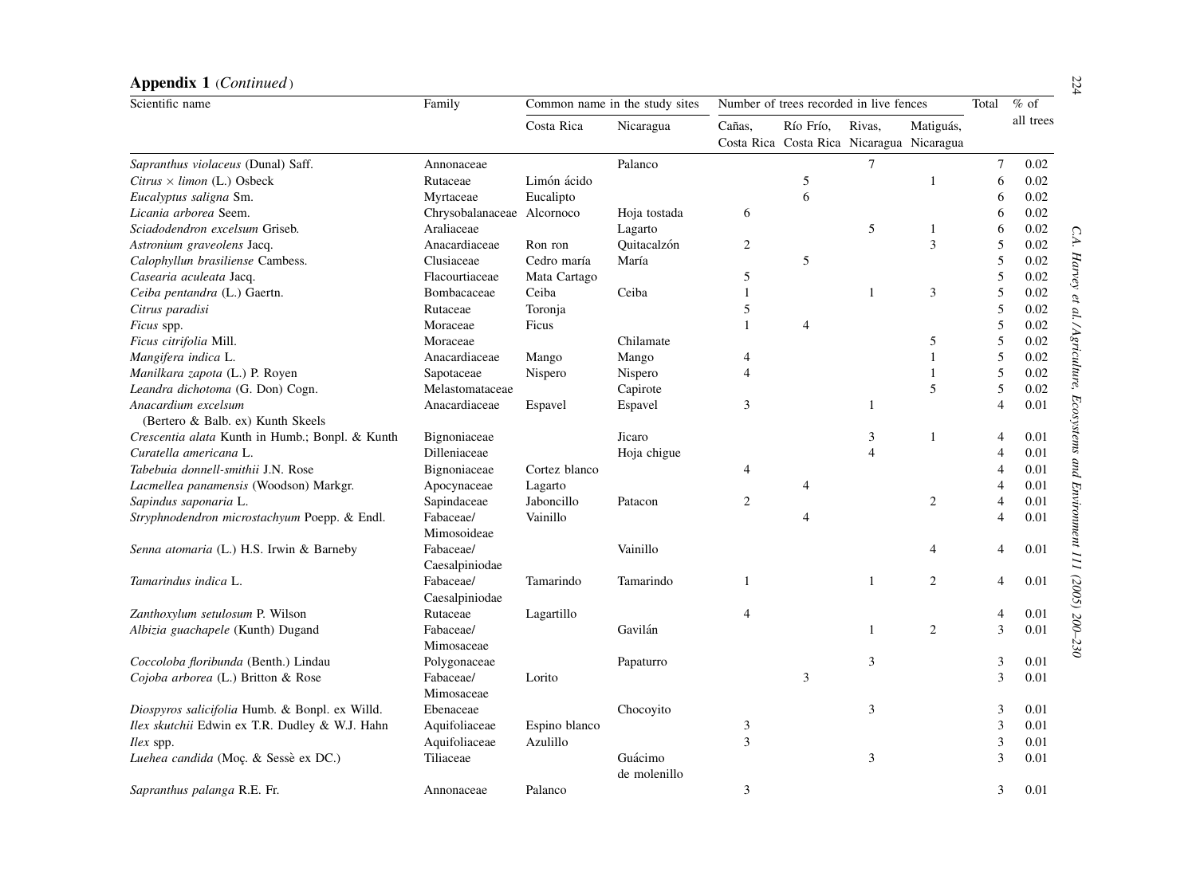**Appendix 1** (*Continued*)

| Scientific name | Family | Common name in the study sites | | Number of trees recorded in live fences | | | | Total | % of all trees |
|---|---|---|---|---|---|---|---|---|---|
| | | Costa Rica | Nicaragua | Cañas, Costa Rica | Río Frío, Costa Rica | Rivas, Nicaragua | Matiguás, Nicaragua | | |
| *Sapranthus violaceus* (Dunal) Saff. | Annonaceae | | Palanco | | | 7 | | 7 | 0.02 |
| *Citrus* × *limon* (L.) Osbeck | Rutaceae | Limón ácido | | | 5 | | 1 | 6 | 0.02 |
| *Eucalyptus saligna* Sm. | Myrtaceae | Eucalipto | | | 6 | | | 6 | 0.02 |
| *Licania arborea* Seem. | Chrysobalanaceae | Alcornoco | Hoja tostada | 6 | | | | 6 | 0.02 |
| *Sciadodendron excelsum* Griseb. | Araliaceae | | Lagarto | | | 5 | 1 | 6 | 0.02 |
| *Astronium graveolens* Jacq. | Anacardiaceae | Ron ron | Quitacalzón | 2 | | | 3 | 5 | 0.02 |
| *Calophyllun brasiliense* Cambess. | Clusiaceae | Cedro maría | María | | 5 | | | 5 | 0.02 |
| *Casearia aculeata* Jacq. | Flacourtiaceae | Mata Cartago | | 5 | | | | 5 | 0.02 |
| *Ceiba pentandra* (L.) Gaertn. | Bombacaceae | Ceiba | Ceiba | 1 | | 1 | 3 | 5 | 0.02 |
| *Citrus paradisi* | Rutaceae | Toronja | | 5 | | | | 5 | 0.02 |
| *Ficus* spp. | Moraceae | Ficus | | 1 | 4 | | | 5 | 0.02 |
| *Ficus citrifolia* Mill. | Moraceae | | Chilamate | | | | 5 | 5 | 0.02 |
| *Mangifera indica* L. | Anacardiaceae | Mango | Mango | 4 | | | 1 | 5 | 0.02 |
| *Manilkara zapota* (L.) P. Royen | Sapotaceae | Nispero | Nispero | 4 | | | 1 | 5 | 0.02 |
| *Leandra dichotoma* (G. Don) Cogn. | Melastomataceae | | Capirote | | | | 5 | 5 | 0.02 |
| *Anacardium excelsum* (Bertero & Balb. ex) Kunth Skeels | Anacardiaceae | Espavel | Espavel | 3 | | 1 | | 4 | 0.01 |
| *Crescentia alata* Kunth in Humb.; Bonpl. & Kunth | Bignoniaceae | | Jicaro | | | 3 | 1 | 4 | 0.01 |
| *Curatella americana* L. | Dilleniaceae | | Hoja chigue | | | 4 | | 4 | 0.01 |
| *Tabebuia donnell-smithii* J.N. Rose | Bignoniaceae | Cortez blanco | | 4 | | | | 4 | 0.01 |
| *Lacmellea panamensis* (Woodson) Markgr. | Apocynaceae | Lagarto | | | 4 | | | 4 | 0.01 |
| *Sapindus saponaria* L. | Sapindaceae | Jaboncillo | Patacon | 2 | | | 2 | 4 | 0.01 |
| *Stryphnodendron microstachyum* Poepp. & Endl. | Fabaceae/ Mimosoideae | Vainillo | | | 4 | | | 4 | 0.01 |
| *Senna atomaria* (L.) H.S. Irwin & Barneby | Fabaceae/ Caesalpiniodae | | Vainillo | | | | 4 | 4 | 0.01 |
| *Tamarindus indica* L. | Fabaceae/ Caesalpiniodae | Tamarindo | Tamarindo | 1 | | 1 | 2 | 4 | 0.01 |
| *Zanthoxylum setulosum* P. Wilson | Rutaceae | Lagartillo | | 4 | | | | 4 | 0.01 |
| *Albizia guachapele* (Kunth) Dugand | Fabaceae/ Mimosaceae | | Gavilán | | | 1 | 2 | 3 | 0.01 |
| *Coccoloba floribunda* (Benth.) Lindau | Polygonaceae | | Papaturro | | | 3 | | 3 | 0.01 |
| *Cojoba arborea* (L.) Britton & Rose | Fabaceae/ Mimosaceae | Lorito | | | 3 | | | 3 | 0.01 |
| *Diospyros salicifolia* Humb. & Bonpl. ex Willd. | Ebenaceae | | Chocoyito | | | 3 | | 3 | 0.01 |
| *Ilex skutchii* Edwin ex T.R. Dudley & W.J. Hahn | Aquifoliaceae | Espino blanco | | 3 | | | | 3 | 0.01 |
| *Ilex* spp. | Aquifoliaceae | Azulillo | | 3 | | | | 3 | 0.01 |
| *Luehea candida* (Moç. & Sessè ex DC.) | Tiliaceae | | Guácimo de molenillo | | | 3 | | 3 | 0.01 |
| *Sapranthus palanga* R.E. Fr. | Annonaceae | Palanco | | 3 | | | | 3 | 0.01 |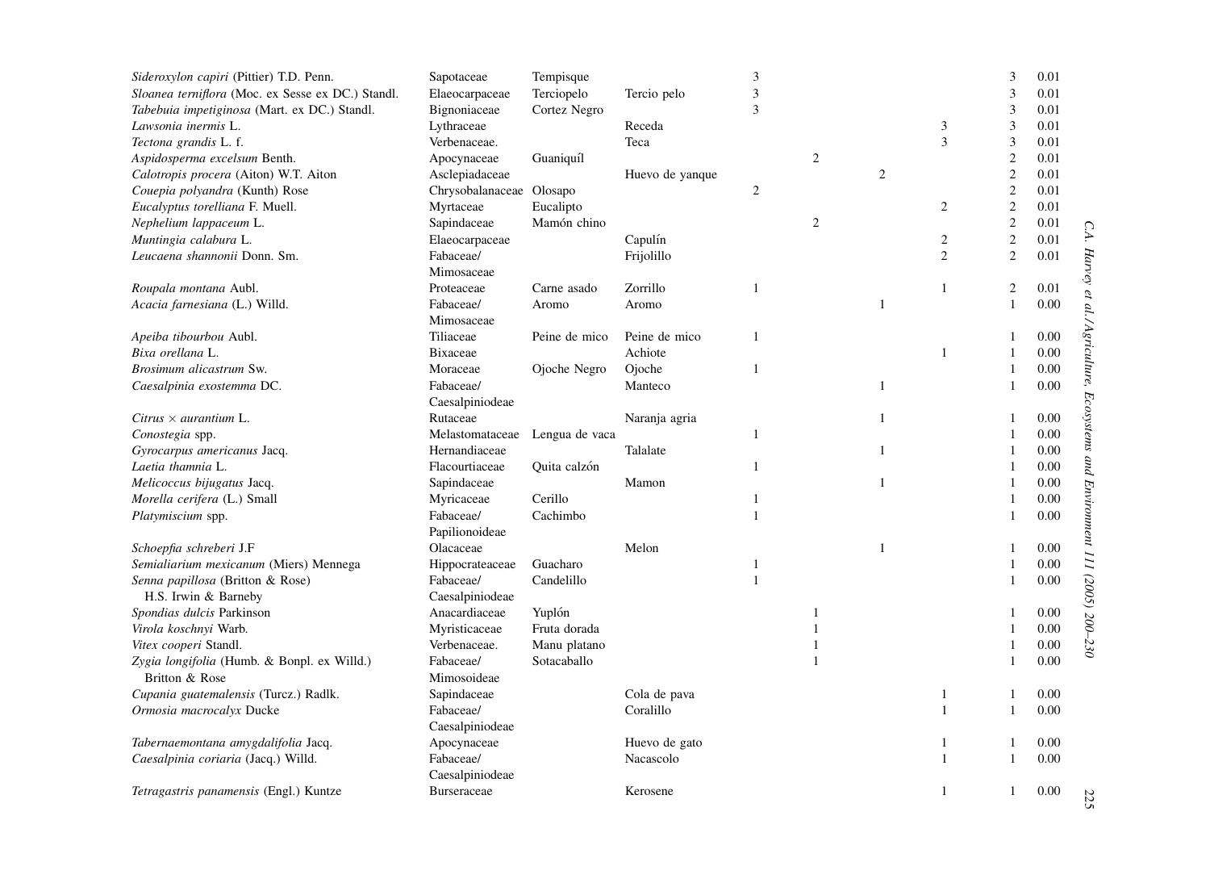| | | | | | | | | | |
|---|---|---|---|---|---|---|---|---|---|
| *Sideroxylon capiri* (Pittier) T.D. Penn. | Sapotaceae | Tempisque | | 3 | | | | 3 | 0.01 |
| *Sloanea terniflora* (Moc. ex Sesse ex DC.) Standl. | Elaeocarpaceae | Terciopelo | Tercio pelo | 3 | | | | 3 | 0.01 |
| *Tabebuia impetiginosa* (Mart. ex DC.) Standl. | Bignoniaceae | Cortez Negro | | 3 | | | | 3 | 0.01 |
| *Lawsonia inermis* L. | Lythraceae | | Receda | | | | 3 | 3 | 0.01 |
| *Tectona grandis* L. f. | Verbenaceae. | | Teca | | | | 3 | 3 | 0.01 |
| *Aspidosperma excelsum* Benth. | Apocynaceae | Guaniquíl | | | 2 | | | 2 | 0.01 |
| *Calotropis procera* (Aiton) W.T. Aiton | Asclepiadaceae | | Huevo de yanque | | | 2 | | 2 | 0.01 |
| *Couepia polyandra* (Kunth) Rose | Chrysobalanaceae | Olosapo | | 2 | | | | 2 | 0.01 |
| *Eucalyptus torelliana* F. Muell. | Myrtaceae | Eucalipto | | | | | 2 | 2 | 0.01 |
| *Nephelium lappaceum* L. | Sapindaceae | Mamón chino | | | 2 | | | 2 | 0.01 |
| *Muntingia calabura* L. | Elaeocarpaceae | | Capulín | | | | 2 | 2 | 0.01 |
| *Leucaena shannonii* Donn. Sm. | Fabaceae/ Mimosaceae | | Frijolillo | | | | 2 | 2 | 0.01 |
| *Roupala montana* Aubl. | Proteaceae | Carne asado | Zorrillo | 1 | | | 1 | 2 | 0.01 |
| *Acacia farnesiana* (L.) Willd. | Fabaceae/ Mimosaceae | Aromo | Aromo | | | 1 | | 1 | 0.00 |
| *Apeiba tibourbou* Aubl. | Tiliaceae | Peine de mico | Peine de mico | 1 | | | | 1 | 0.00 |
| *Bixa orellana* L. | Bixaceae | | Achiote | | | | 1 | 1 | 0.00 |
| *Brosimum alicastrum* Sw. | Moraceae | Ojoche Negro | Ojoche | 1 | | | | 1 | 0.00 |
| *Caesalpinia exostemma* DC. | Fabaceae/ Caesalpiniodeae | | Manteco | | | 1 | | 1 | 0.00 |
| *Citrus* × *aurantium* L. | Rutaceae | | Naranja agria | | | 1 | | 1 | 0.00 |
| *Conostegia* spp. | Melastomataceae | Lengua de vaca | | 1 | | | | 1 | 0.00 |
| *Gyrocarpus americanus* Jacq. | Hernandiaceae | | Talalate | | | 1 | | 1 | 0.00 |
| *Laetia thamnia* L. | Flacourtiaceae | Quita calzón | | 1 | | | | 1 | 0.00 |
| *Melicoccus bijugatus* Jacq. | Sapindaceae | | Mamon | | | 1 | | 1 | 0.00 |
| *Morella cerifera* (L.) Small | Myricaceae | Cerillo | | 1 | | | | 1 | 0.00 |
| *Platymiscium* spp. | Fabaceae/ Papilionoideae | Cachimbo | | 1 | | | | 1 | 0.00 |
| *Schoepfia schreberi* J.F | Olacaceae | | Melon | | | 1 | | 1 | 0.00 |
| *Semialiarium mexicanum* (Miers) Mennega | Hippocrateaceae | Guacharo | | 1 | | | | 1 | 0.00 |
| *Senna papillosa* (Britton & Rose) H.S. Irwin & Barneby | Fabaceae/ Caesalpiniodeae | Candelillo | | 1 | | | | 1 | 0.00 |
| *Spondias dulcis* Parkinson | Anacardiaceae | Yuplón | | | 1 | | | 1 | 0.00 |
| *Virola koschnyi* Warb. | Myristicaceae | Fruta dorada | | | 1 | | | 1 | 0.00 |
| *Vitex cooperi* Standl. | Verbenaceae. | Manu platano | | | 1 | | | 1 | 0.00 |
| *Zygia longifolia* (Humb. & Bonpl. ex Willd.) Britton & Rose | Fabaceae/ Mimosoideae | Sotacaballo | | | 1 | | | 1 | 0.00 |
| *Cupania guatemalensis* (Turcz.) Radlk. | Sapindaceae | | Cola de pava | | | | 1 | 1 | 0.00 |
| *Ormosia macrocalyx* Ducke | Fabaceae/ Caesalpiniodeae | | Coralillo | | | | 1 | 1 | 0.00 |
| *Tabernaemontana amygdalifolia* Jacq. | Apocynaceae | | Huevo de gato | | | | 1 | 1 | 0.00 |
| *Caesalpinia coriaria* (Jacq.) Willd. | Fabaceae/ Caesalpiniodeae | | Nacascolo | | | | 1 | 1 | 0.00 |
| *Tetragastris panamensis* (Engl.) Kuntze | Burseraceae | | Kerosene | | | | 1 | 1 | 0.00 |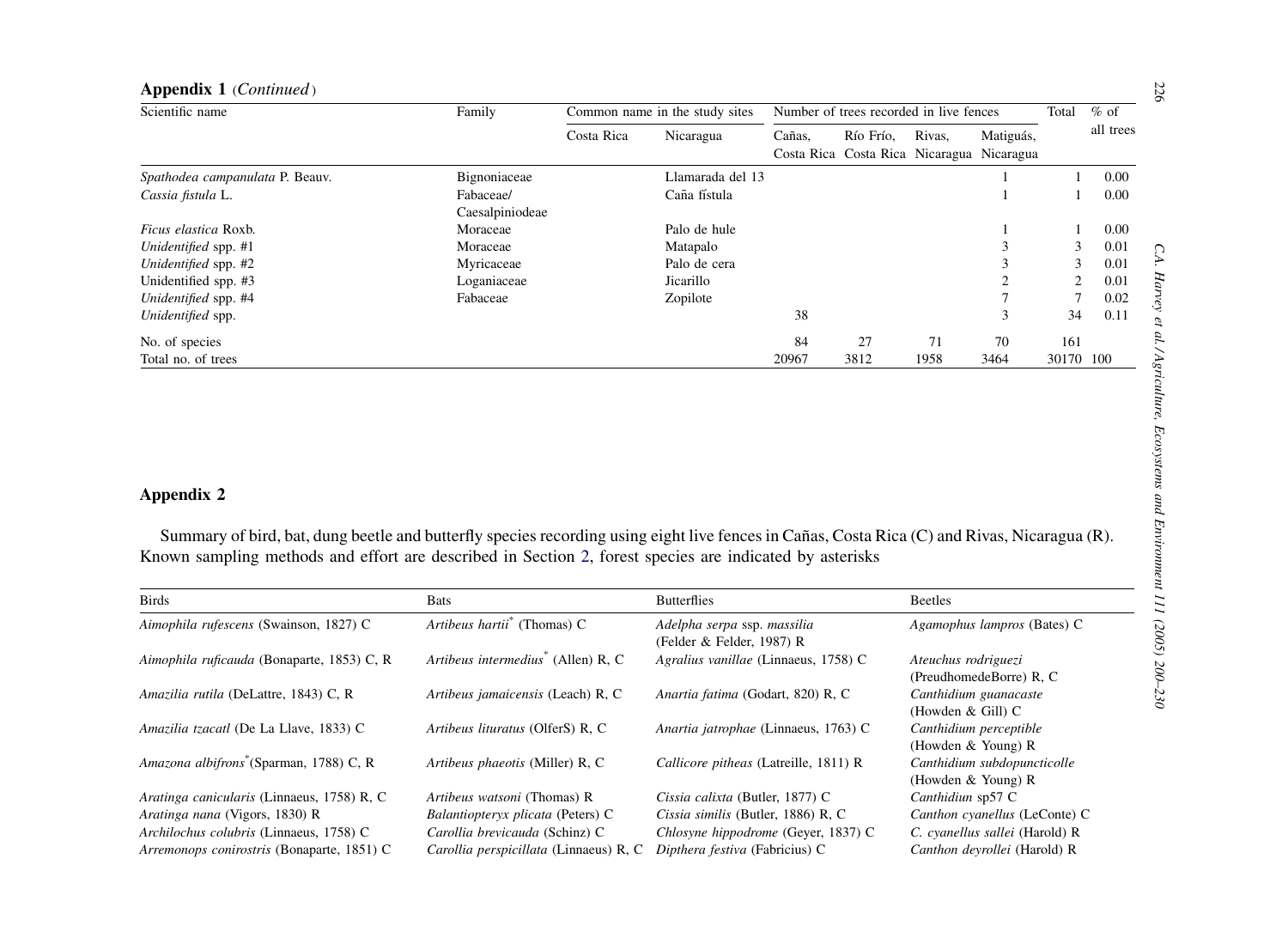## Appendix 1 (*Continued*)

| Scientific name | Family | Common name in the study sites | | Number of trees recorded in live fences | | | | Total | % of all trees |
|---|---|---|---|---|---|---|---|---|---|
| | | Costa Rica | Nicaragua | Cañas, Costa Rica | Río Frío, Costa Rica | Rivas, Nicaragua | Matiguás, Nicaragua | | |
| *Spathodea campanulata* P. Beauv. | Bignoniaceae | | Llamarada del 13 | | | | 1 | 1 | 0.00 |
| *Cassia fistula* L. | Fabaceae/ Caesalpiniodeae | | Caña fístula | | | | 1 | 1 | 0.00 |
| *Ficus elastica* Roxb. | Moraceae | | Palo de hule | | | | 1 | 1 | 0.00 |
| *Unidentified* spp. #1 | Moraceae | | Matapalo | | | | 3 | 3 | 0.01 |
| *Unidentified* spp. #2 | Myricaceae | | Palo de cera | | | | 3 | 3 | 0.01 |
| Unidentified spp. #3 | Loganiaceae | | Jicarillo | | | | 2 | 2 | 0.01 |
| *Unidentified* spp. #4 | Fabaceae | | Zopilote | | | | 7 | 7 | 0.02 |
| *Unidentified* spp. | | | | 38 | | | 3 | 34 | 0.11 |
| No. of species | | | | 84 | 27 | 71 | 70 | 161 | |
| Total no. of trees | | | | 20967 | 3812 | 1958 | 3464 | 30170 | 100 |

## Appendix 2

Summary of bird, bat, dung beetle and butterfly species recording using eight live fences in Cañas, Costa Rica (C) and Rivas, Nicaragua (R). Known sampling methods and effort are described in Section 2, forest species are indicated by asterisks

| Birds | Bats | Butterflies | Beetles |
|---|---|---|---|
| *Aimophila rufescens* (Swainson, 1827) C | *Artibeus hartii** (Thomas) C | *Adelpha serpa* ssp. *massilia* (Felder & Felder, 1987) R | *Agamophus lampros* (Bates) C |
| *Aimophila ruficauda* (Bonaparte, 1853) C, R | *Artibeus intermedius** (Allen) R, C | *Agralius vanillae* (Linnaeus, 1758) C | *Ateuchus rodriguezi* (PreudhomedeBorre) R, C |
| *Amazilia rutila* (DeLattre, 1843) C, R | *Artibeus jamaicensis* (Leach) R, C | *Anartia fatima* (Godart, 820) R, C | *Canthidium guanacaste* (Howden & Gill) C |
| *Amazilia tzacatl* (De La Llave, 1833) C | *Artibeus lituratus* (OlferS) R, C | *Anartia jatrophae* (Linnaeus, 1763) C | *Canthidium perceptible* (Howden & Young) R |
| *Amazona albifrons**(Sparman, 1788) C, R | *Artibeus phaeotis* (Miller) R, C | *Callicore pitheas* (Latreille, 1811) R | *Canthidium subdopuncticolle* (Howden & Young) R |
| *Aratinga canicularis* (Linnaeus, 1758) R, C | *Artibeus watsoni* (Thomas) R | *Cissia calixta* (Butler, 1877) C | *Canthidiun* sp57 C |
| *Aratinga nana* (Vigors, 1830) R | *Balantiopteryx plicata* (Peters) C | *Cissia similis* (Butler, 1886) R, C | *Canthon cyanellus* (LeConte) C |
| *Archilochus colubris* (Linnaeus, 1758) C | *Carollia brevicauda* (Schinz) C | *Chlosyne hippodrome* (Geyer, 1837) C | *C. cyanellus sallei* (Harold) R |
| *Arremonops conirostris* (Bonaparte, 1851) C | *Carollia perspicillata* (Linnaeus) R, C | *Dipthera festiva* (Fabricius) C | *Canthon deyrollei* (Harold) R |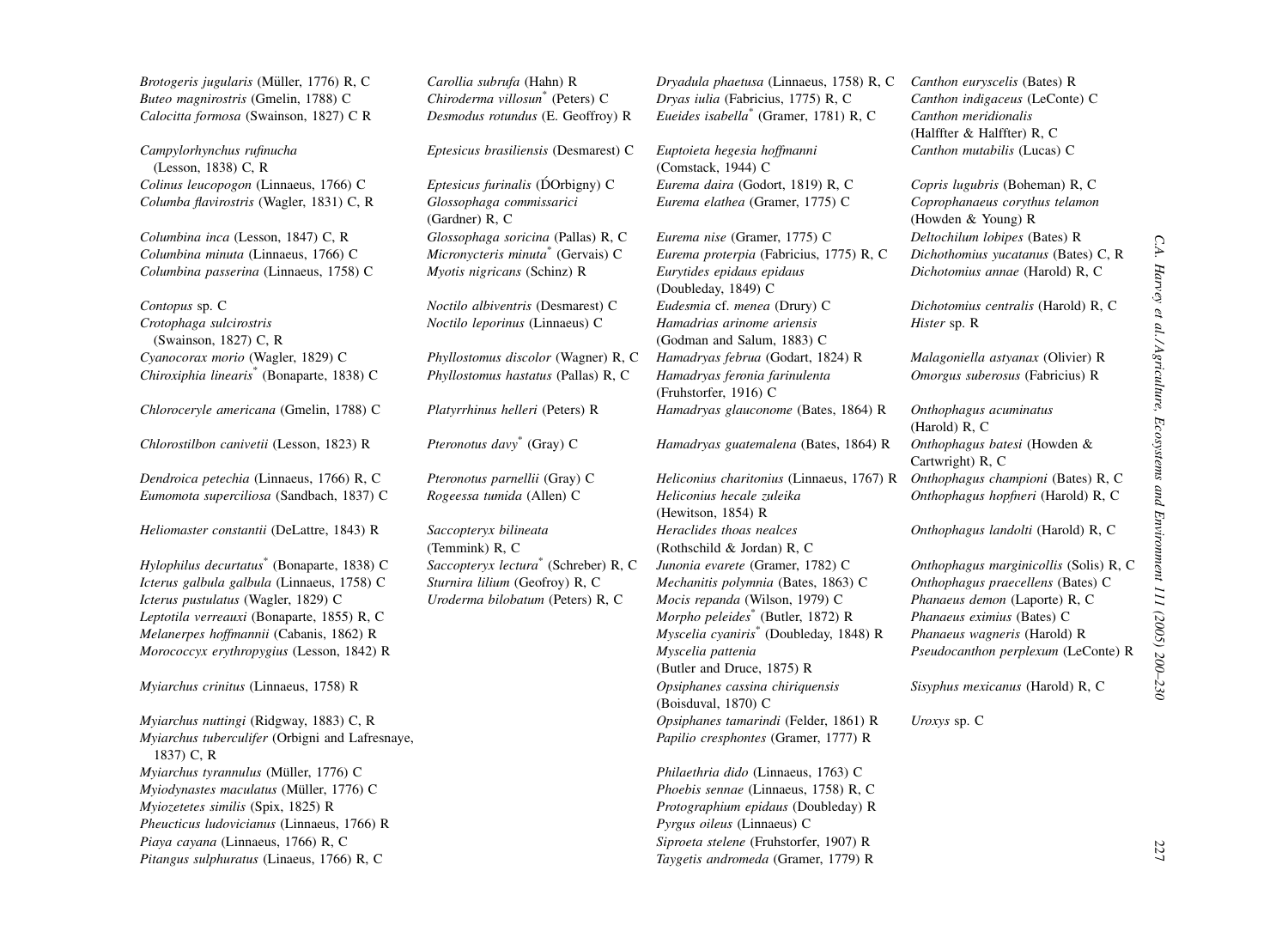*Brotogeris jugularis* (Müller, 1776) R, C
*Buteo magnirostris* (Gmelin, 1788) C
*Calocitta formosa* (Swainson, 1827) C R
*Campylorhynchus rufinucha* (Lesson, 1838) C, R
*Colinus leucopogon* (Linnaeus, 1766) C
*Columba flavirostris* (Wagler, 1831) C, R
*Columbina inca* (Lesson, 1847) C, R
*Columbina minuta* (Linnaeus, 1766) C
*Columbina passerina* (Linnaeus, 1758) C
*Contopus* sp. C
*Crotophaga sulcirostris* (Swainson, 1827) C, R
*Cyanocorax morio* (Wagler, 1829) C
*Chiroxiphia linearis** (Bonaparte, 1838) C
*Chloroceryle americana* (Gmelin, 1788) C
*Chlorostilbon canivetii* (Lesson, 1823) R
*Dendroica petechia* (Linnaeus, 1766) R, C
*Eumomota superciliosa* (Sandbach, 1837) C
*Heliomaster constantii* (DeLattre, 1843) R
*Hylophilus decurtatus** (Bonaparte, 1838) C
*Icterus galbula galbula* (Linnaeus, 1758) C
*Icterus pustulatus* (Wagler, 1829) C
*Leptotila verreauxi* (Bonaparte, 1855) R, C
*Melanerpes hoffmannii* (Cabanis, 1862) R
*Morococcyx erythropygius* (Lesson, 1842) R
*Myiarchus crinitus* (Linnaeus, 1758) R
*Myiarchus nuttingi* (Ridgway, 1883) C, R
*Myiarchus tuberculifer* (Orbigni and Lafresnaye, 1837) C, R
*Myiarchus tyrannulus* (Müller, 1776) C
*Myiodynastes maculatus* (Müller, 1776) C
*Myiozetetes similis* (Spix, 1825) R
*Pheucticus ludovicianus* (Linnaeus, 1766) R
*Piaya cayana* (Linnaeus, 1766) R, C
*Pitangus sulphuratus* (Linaeus, 1766) R, C

*Carollia subrufa* (Hahn) R
*Chiroderma villosun** (Peters) C
*Desmodus rotundus* (E. Geoffroy) R
*Eptesicus brasiliensis* (Desmarest) C
*Eptesicus furinalis* (ĎOrbigny) C
*Glossophaga commissarici* (Gardner) R, C
*Glossophaga soricina* (Pallas) R, C
*Micronycteris minuta** (Gervais) C
*Myotis nigricans* (Schinz) R
*Noctilo albiventris* (Desmarest) C
*Noctilo leporinus* (Linnaeus) C
*Phyllostomus discolor* (Wagner) R, C
*Phyllostomus hastatus* (Pallas) R, C
*Platyrrhinus helleri* (Peters) R
*Pteronotus davy** (Gray) C
*Pteronotus parnellii* (Gray) C
*Rogeessa tumida* (Allen) C
*Saccopteryx bilineata* (Temmink) R, C
*Saccopteryx lectura** (Schreber) R, C
*Sturnira lilium* (Geofroy) R, C
*Uroderma bilobatum* (Peters) R, C

*Dryadula phaetusa* (Linnaeus, 1758) R, C
*Dryas iulia* (Fabricius, 1775) R, C
*Eueides isabella** (Gramer, 1781) R, C
*Euptoieta hegesia hoffmanni* (Comstack, 1944) C
*Eurema daira* (Godort, 1819) R, C
*Eurema elathea* (Gramer, 1775) C
*Eurema nise* (Gramer, 1775) C
*Eurema proterpia* (Fabricius, 1775) R, C
*Eurytides epidaus epidaus* (Doubleday, 1849) C
*Eudesmia* cf. *menea* (Drury) C
*Hamadrias arinome ariensis* (Godman and Salum, 1883) C
*Hamadryas februa* (Godart, 1824) R
*Hamadryas feronia farinulenta* (Fruhstorfer, 1916) C
*Hamadryas glauconome* (Bates, 1864) R
*Hamadryas guatemalena* (Bates, 1864) R
*Heliconius charitonius* (Linnaeus, 1767) R
*Heliconius hecale zuleika* (Hewitson, 1854) R
*Heraclides thoas nealces* (Rothschild & Jordan) R, C
*Junonia evarete* (Gramer, 1782) C
*Mechanitis polymnia* (Bates, 1863) C
*Mocis repanda* (Wilson, 1979) C
*Morpho peleides** (Butler, 1872) R
*Myscelia cyaniris** (Doubleday, 1848) R
*Myscelia pattenia* (Butler and Druce, 1875) R
*Opsiphanes cassina chiriquensis* (Boisduval, 1870) C
*Opsiphanes tamarindi* (Felder, 1861) R
*Papilio cresphontes* (Gramer, 1777) R
*Philaethria dido* (Linnaeus, 1763) C
*Phoebis sennae* (Linnaeus, 1758) R, C
*Protographium epidaus* (Doubleday) R
*Pyrgus oileus* (Linnaeus) C
*Siproeta stelene* (Fruhstorfer, 1907) R
*Taygetis andromeda* (Gramer, 1779) R

*Canthon euryscelis* (Bates) R
*Canthon indigaceus* (LeConte) C
*Canthon meridionalis* (Halffter & Halffter) R, C
*Canthon mutabilis* (Lucas) C
*Copris lugubris* (Boheman) R, C
*Coprophanaeus corythus telamon* (Howden & Young) R
*Deltochilum lobipes* (Bates) R
*Dichothomius yucatanus* (Bates) C, R
*Dichotomius annae* (Harold) R, C
*Dichotomius centralis* (Harold) R, C
*Hister* sp. R
*Malagoniella astyanax* (Olivier) R
*Omorgus suberosus* (Fabricius) R
*Onthophagus acuminatus* (Harold) R, C
*Onthophagus batesi* (Howden & Cartwright) R, C
*Onthophagus championi* (Bates) R, C
*Onthophagus hopfneri* (Harold) R, C
*Onthophagus landolti* (Harold) R, C
*Onthophagus marginicollis* (Solis) R, C
*Onthophagus praecellens* (Bates) C
*Phanaeus demon* (Laporte) R, C
*Phanaeus eximius* (Bates) C
*Phanaeus wagneris* (Harold) R
*Pseudocanthon perplexum* (LeConte) R
*Sisyphus mexicanus* (Harold) R, C
*Uroxys* sp. C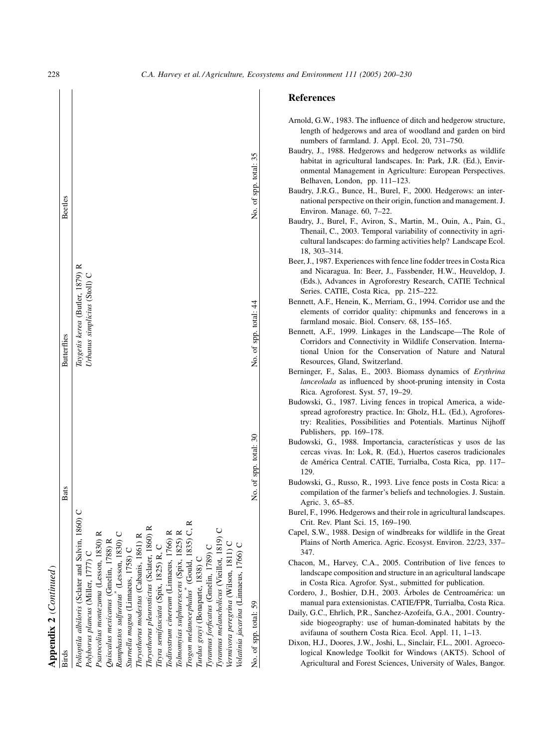## Appendix 2 (*Continued*)

| Birds | Bats | Butterflies | Beetles |
|---|---|---|---|
| *Polioptila albiloris* (Sclater and Salvin, 1860) C | | *Taygetis kerea* (Butler, 1879) R | |
| *Polyborus plancus* (Miller, 1777) C | | *Urbanus simplicius* (Stoll) C | |
| *Psarocolius montezuma* (Lesson, 1830) R | | | |
| *Quiscalus mexicanus* (Gmelin, 1788) R | | | |
| *Ramphastos sulfuratus** (Lesson, 1830) C | | | |
| *Sturnella magna* (Linnaeus, 1758) C | | | |
| *Thryothorus modestus* (Cabanis, 1861) R | | | |
| *Thryothorus pleurostictus* (Sclater, 1860) R | | | |
| *Tityra semifasciata* (Spix, 1825) R, C | | | |
| *Todirostrum cinereum* (Linnaeus, 1766) R | | | |
| *Tolmomyias sulphurescens* (Spix, 1825) R | | | |
| *Trogon melanocephalus** (Gould, 1835) C, R | | | |
| *Turdus grayi* (Bonaparte, 1838) C | | | |
| *Tyrannus forficatus* (Gmelin, 1789) C | | | |
| *Tyrannus melancholicus* (Vieillot, 1819) C | | | |
| *Vermivora peregrina* (Wilson, 1811) C | | | |
| *Volatinia jacarina* (Linnaeus, 1766) C | | | |
| No. of spp. total: 59 | No. of spp. total: 30 | No. of spp. total: 44 | No. of spp. total: 35 |

## References

Arnold, G.W., 1983. The influence of ditch and hedgerow structure, length of hedgerows and area of woodland and garden on bird numbers of farmland. J. Appl. Ecol. 20, 731–750.

Baudry, J., 1988. Hedgerows and hedgerow networks as wildlife habitat in agricultural landscapes. In: Park, J.R. (Ed.), Environmental Management in Agriculture: European Perspectives. Belhaven, London, pp. 111–123.

Baudry, J.R.G., Bunce, H., Burel, F., 2000. Hedgerows: an international perspective on their origin, function and management. J. Environ. Manage. 60, 7–22.

Baudry, J., Burel, F., Aviron, S., Martin, M., Ouin, A., Pain, G., Thenail, C., 2003. Temporal variability of connectivity in agricultural landscapes: do farming activities help? Landscape Ecol. 18, 303–314.

Beer, J., 1987. Experiences with fence line fodder trees in Costa Rica and Nicaragua. In: Beer, J., Fassbender, H.W., Heuveldop, J. (Eds.), Advances in Agroforestry Research, CATIE Technical Series. CATIE, Costa Rica, pp. 215–222.

Bennett, A.F., Henein, K., Merriam, G., 1994. Corridor use and the elements of corridor quality: chipmunks and fencerows in a farmland mosaic. Biol. Conserv. 68, 155–165.

Bennett, A.F., 1999. Linkages in the Landscape—The Role of Corridors and Connectivity in Wildlife Conservation. International Union for the Conservation of Nature and Natural Resources, Gland, Switzerland.

Berninger, F., Salas, E., 2003. Biomass dynamics of *Erythrina lanceolada* as influenced by shoot-pruning intensity in Costa Rica. Agroforest. Syst. 57, 19–29.

Budowski, G., 1987. Living fences in tropical America, a widespread agroforestry practice. In: Gholz, H.L. (Ed.), Agroforestry: Realities, Possibilities and Potentials. Martinus Nijhoff Publishers, pp. 169–178.

Budowski, G., 1988. Importancia, características y usos de las cercas vivas. In: Lok, R. (Ed.), Huertos caseros tradicionales de América Central. CATIE, Turrialba, Costa Rica, pp. 117–129.

Budowski, G., Russo, R., 1993. Live fence posts in Costa Rica: a compilation of the farmer's beliefs and technologies. J. Sustain. Agric. 3, 65–85.

Burel, F., 1996. Hedgerows and their role in agricultural landscapes. Crit. Rev. Plant Sci. 15, 169–190.

Capel, S.W., 1988. Design of windbreaks for wildlife in the Great Plains of North America. Agric. Ecosyst. Environ. 22/23, 337–347.

Chacon, M., Harvey, C.A., 2005. Contribution of live fences to landscape composition and structure in an agricultural landscape in Costa Rica. Agrofor. Syst., submitted for publication.

Cordero, J., Boshier, D.H., 2003. Árboles de Centroamérica: un manual para extensionistas. CATIE/FPR, Turrialba, Costa Rica.

Daily, G.C., Ehrlich, P.R., Sanchez-Azofeifa, G.A., 2001. Countryside biogeography: use of human-dominated habitats by the avifauna of southern Costa Rica. Ecol. Appl. 11, 1–13.

Dixon, H.J., Doores, J.W., Joshi, L., Sinclair, F.L., 2001. Agroecological Knowledge Toolkit for Windows (AKT5). School of Agricultural and Forest Sciences, University of Wales, Bangor.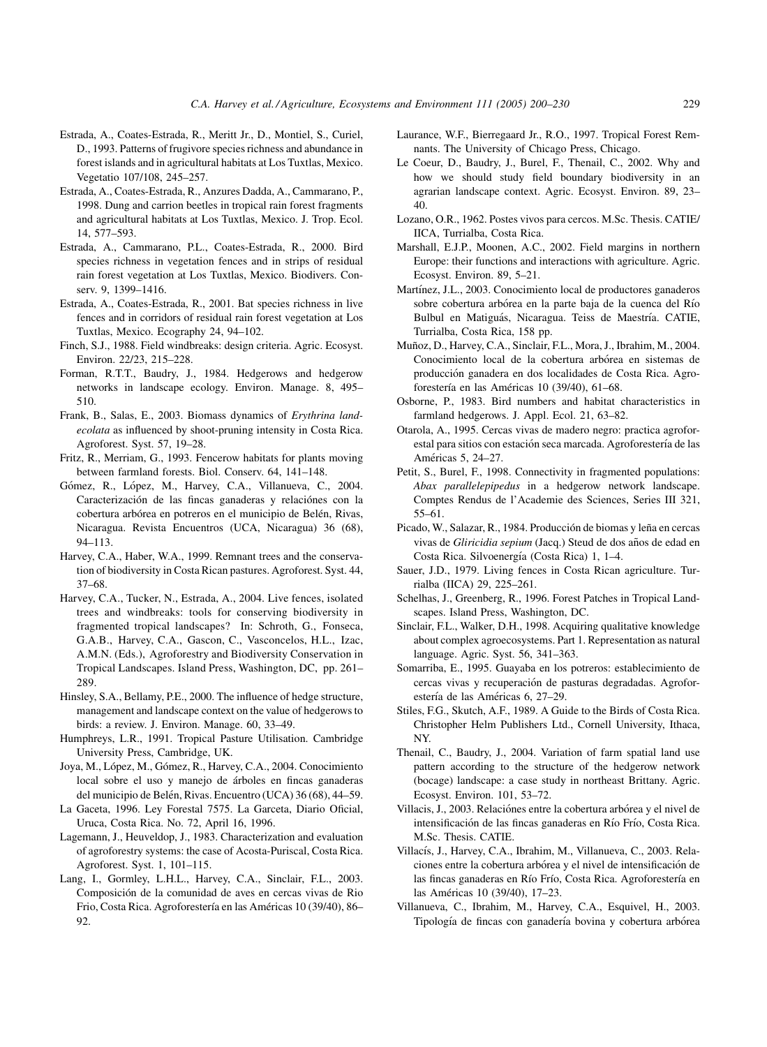Estrada, A., Coates-Estrada, R., Meritt Jr., D., Montiel, S., Curiel, D., 1993. Patterns of frugivore species richness and abundance in forest islands and in agricultural habitats at Los Tuxtlas, Mexico. Vegetatio 107/108, 245–257.

Estrada, A., Coates-Estrada, R., Anzures Dadda, A., Cammarano, P., 1998. Dung and carrion beetles in tropical rain forest fragments and agricultural habitats at Los Tuxtlas, Mexico. J. Trop. Ecol. 14, 577–593.

Estrada, A., Cammarano, P.L., Coates-Estrada, R., 2000. Bird species richness in vegetation fences and in strips of residual rain forest vegetation at Los Tuxtlas, Mexico. Biodivers. Conserv. 9, 1399–1416.

Estrada, A., Coates-Estrada, R., 2001. Bat species richness in live fences and in corridors of residual rain forest vegetation at Los Tuxtlas, Mexico. Ecography 24, 94–102.

Finch, S.J., 1988. Field windbreaks: design criteria. Agric. Ecosyst. Environ. 22/23, 215–228.

Forman, R.T.T., Baudry, J., 1984. Hedgerows and hedgerow networks in landscape ecology. Environ. Manage. 8, 495–510.

Frank, B., Salas, E., 2003. Biomass dynamics of *Erythrina landecolata* as influenced by shoot-pruning intensity in Costa Rica. Agroforest. Syst. 57, 19–28.

Fritz, R., Merriam, G., 1993. Fencerow habitats for plants moving between farmland forests. Biol. Conserv. 64, 141–148.

Gómez, R., López, M., Harvey, C.A., Villanueva, C., 2004. Caracterización de las fincas ganaderas y relaciónes con la cobertura arbórea en potreros en el municipio de Belén, Rivas, Nicaragua. Revista Encuentros (UCA, Nicaragua) 36 (68), 94–113.

Harvey, C.A., Haber, W.A., 1999. Remnant trees and the conservation of biodiversity in Costa Rican pastures. Agroforest. Syst. 44, 37–68.

Harvey, C.A., Tucker, N., Estrada, A., 2004. Live fences, isolated trees and windbreaks: tools for conserving biodiversity in fragmented tropical landscapes? In: Schroth, G., Fonseca, G.A.B., Harvey, C.A., Gascon, C., Vasconcelos, H.L., Izac, A.M.N. (Eds.), Agroforestry and Biodiversity Conservation in Tropical Landscapes. Island Press, Washington, DC, pp. 261–289.

Hinsley, S.A., Bellamy, P.E., 2000. The influence of hedge structure, management and landscape context on the value of hedgerows to birds: a review. J. Environ. Manage. 60, 33–49.

Humphreys, L.R., 1991. Tropical Pasture Utilisation. Cambridge University Press, Cambridge, UK.

Joya, M., López, M., Gómez, R., Harvey, C.A., 2004. Conocimiento local sobre el uso y manejo de árboles en fincas ganaderas del municipio de Belén, Rivas. Encuentro (UCA) 36 (68), 44–59.

La Gaceta, 1996. Ley Forestal 7575. La Garceta, Diario Oficial, Uruca, Costa Rica. No. 72, April 16, 1996.

Lagemann, J., Heuveldop, J., 1983. Characterization and evaluation of agroforestry systems: the case of Acosta-Puriscal, Costa Rica. Agroforest. Syst. 1, 101–115.

Lang, I., Gormley, L.H.L., Harvey, C.A., Sinclair, F.L., 2003. Composición de la comunidad de aves en cercas vivas de Rio Frio, Costa Rica. Agroforestería en las Américas 10 (39/40), 86–92.

Laurance, W.F., Bierregaard Jr., R.O., 1997. Tropical Forest Remnants. The University of Chicago Press, Chicago.

Le Coeur, D., Baudry, J., Burel, F., Thenail, C., 2002. Why and how we should study field boundary biodiversity in an agrarian landscape context. Agric. Ecosyst. Environ. 89, 23–40.

Lozano, O.R., 1962. Postes vivos para cercos. M.Sc. Thesis. CATIE/IICA, Turrialba, Costa Rica.

Marshall, E.J.P., Moonen, A.C., 2002. Field margins in northern Europe: their functions and interactions with agriculture. Agric. Ecosyst. Environ. 89, 5–21.

Martínez, J.L., 2003. Conocimiento local de productores ganaderos sobre cobertura arbórea en la parte baja de la cuenca del Río Bulbul en Matiguás, Nicaragua. Teiss de Maestría. CATIE, Turrialba, Costa Rica, 158 pp.

Muñoz, D., Harvey, C.A., Sinclair, F.L., Mora, J., Ibrahim, M., 2004. Conocimiento local de la cobertura arbórea en sistemas de producción ganadera en dos localidades de Costa Rica. Agroforestería en las Américas 10 (39/40), 61–68.

Osborne, P., 1983. Bird numbers and habitat characteristics in farmland hedgerows. J. Appl. Ecol. 21, 63–82.

Otarola, A., 1995. Cercas vivas de madero negro: practica agroforestal para sitios con estación seca marcada. Agroforestería de las Américas 5, 24–27.

Petit, S., Burel, F., 1998. Connectivity in fragmented populations: *Abax parallelepipedus* in a hedgerow network landscape. Comptes Rendus de l'Academie des Sciences, Series III 321, 55–61.

Picado, W., Salazar, R., 1984. Producción de biomas y leña en cercas vivas de *Gliricidia sepium* (Jacq.) Steud de dos años de edad en Costa Rica. Silvoenergía (Costa Rica) 1, 1–4.

Sauer, J.D., 1979. Living fences in Costa Rican agriculture. Turrialba (IICA) 29, 225–261.

Schelhas, J., Greenberg, R., 1996. Forest Patches in Tropical Landscapes. Island Press, Washington, DC.

Sinclair, F.L., Walker, D.H., 1998. Acquiring qualitative knowledge about complex agroecosystems. Part 1. Representation as natural language. Agric. Syst. 56, 341–363.

Somarriba, E., 1995. Guayaba en los potreros: establecimiento de cercas vivas y recuperación de pasturas degradadas. Agroforestería de las Américas 6, 27–29.

Stiles, F.G., Skutch, A.F., 1989. A Guide to the Birds of Costa Rica. Christopher Helm Publishers Ltd., Cornell University, Ithaca, NY.

Thenail, C., Baudry, J., 2004. Variation of farm spatial land use pattern according to the structure of the hedgerow network (bocage) landscape: a case study in northeast Brittany. Agric. Ecosyst. Environ. 101, 53–72.

Villacis, J., 2003. Relaciónes entre la cobertura arbórea y el nivel de intensificación de las fincas ganaderas en Río Frío, Costa Rica. M.Sc. Thesis. CATIE.

Villacís, J., Harvey, C.A., Ibrahim, M., Villanueva, C., 2003. Relaciones entre la cobertura arbórea y el nivel de intensificación de las fincas ganaderas en Río Frío, Costa Rica. Agroforestería en las Américas 10 (39/40), 17–23.

Villanueva, C., Ibrahim, M., Harvey, C.A., Esquivel, H., 2003. Tipología de fincas con ganadería bovina y cobertura arbórea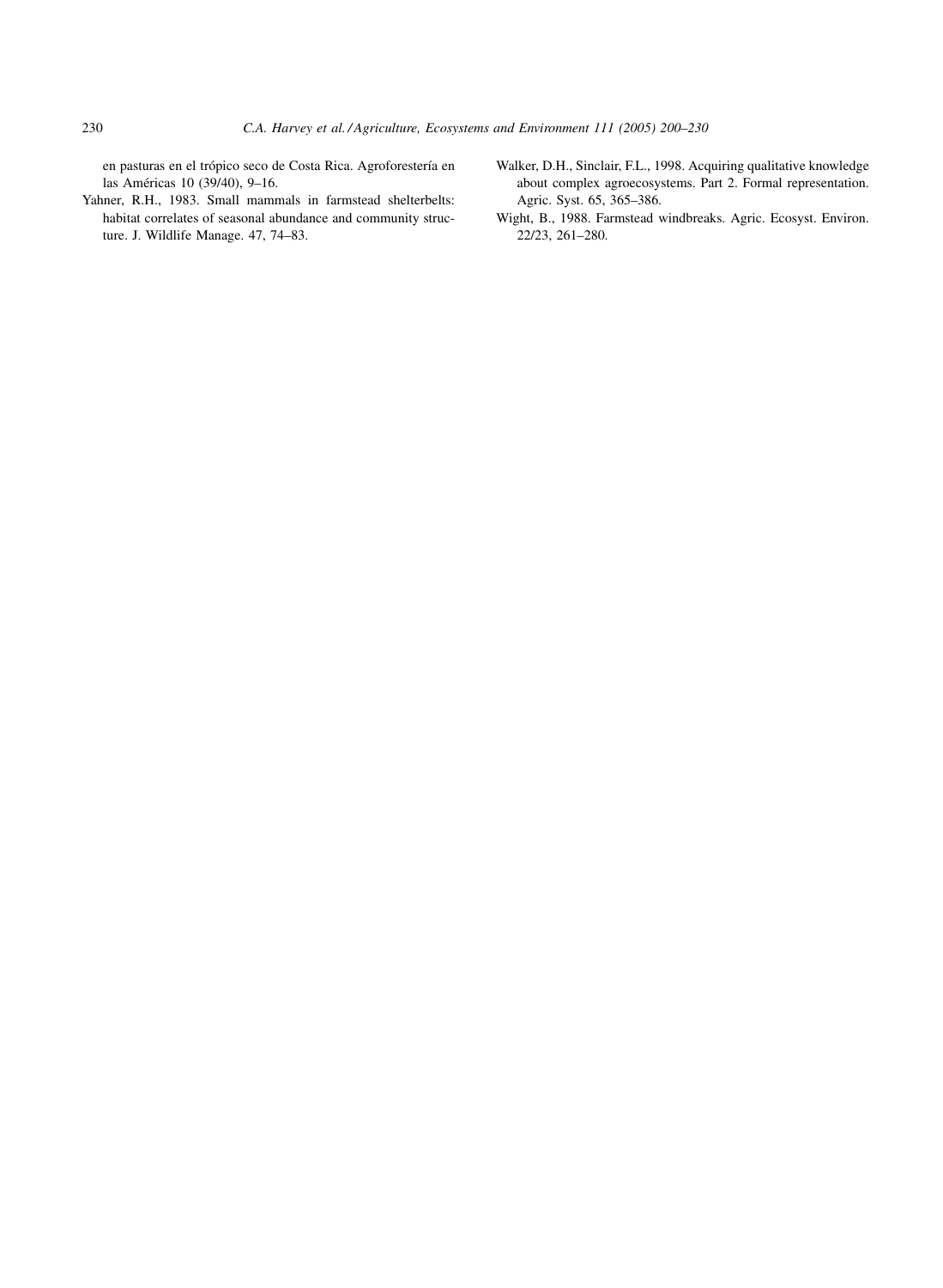en pasturas en el trópico seco de Costa Rica. Agroforestería en las Américas 10 (39/40), 9–16.

Yahner, R.H., 1983. Small mammals in farmstead shelterbelts: habitat correlates of seasonal abundance and community structure. J. Wildlife Manage. 47, 74–83.

Walker, D.H., Sinclair, F.L., 1998. Acquiring qualitative knowledge about complex agroecosystems. Part 2. Formal representation. Agric. Syst. 65, 365–386.

Wight, B., 1988. Farmstead windbreaks. Agric. Ecosyst. Environ. 22/23, 261–280.